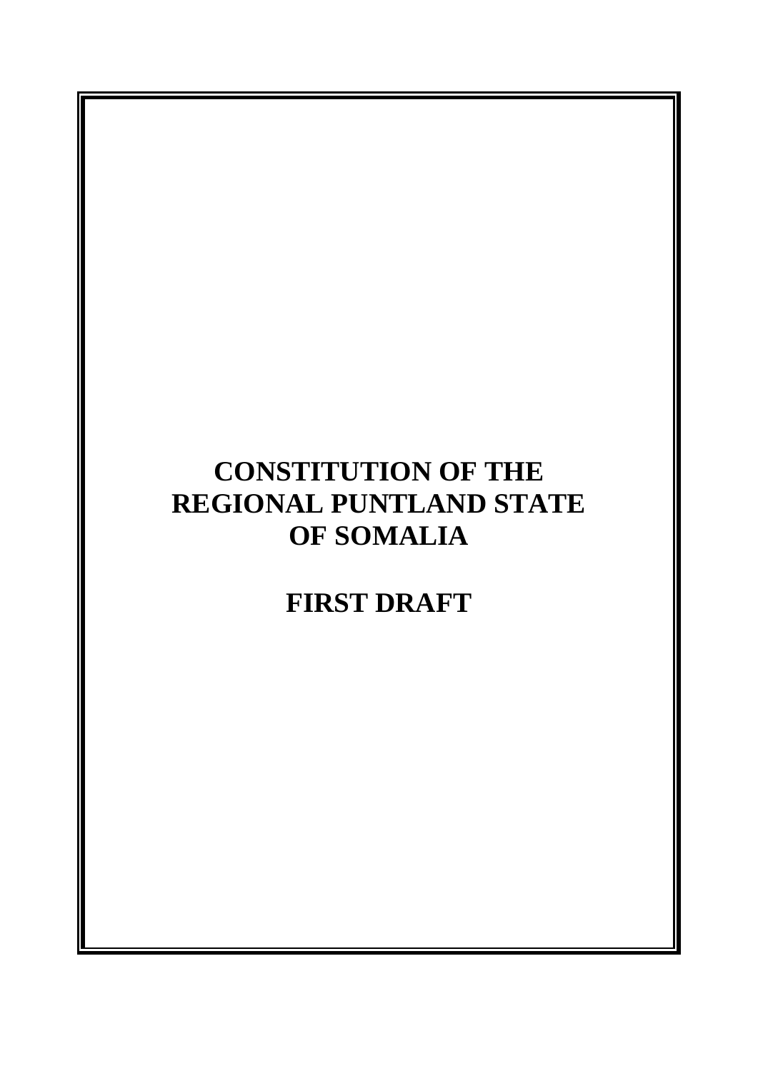# CONSTITUTION OF THE REGIONAL PUNTLAND STATE OF SOMALIA

## FIRST DRAFT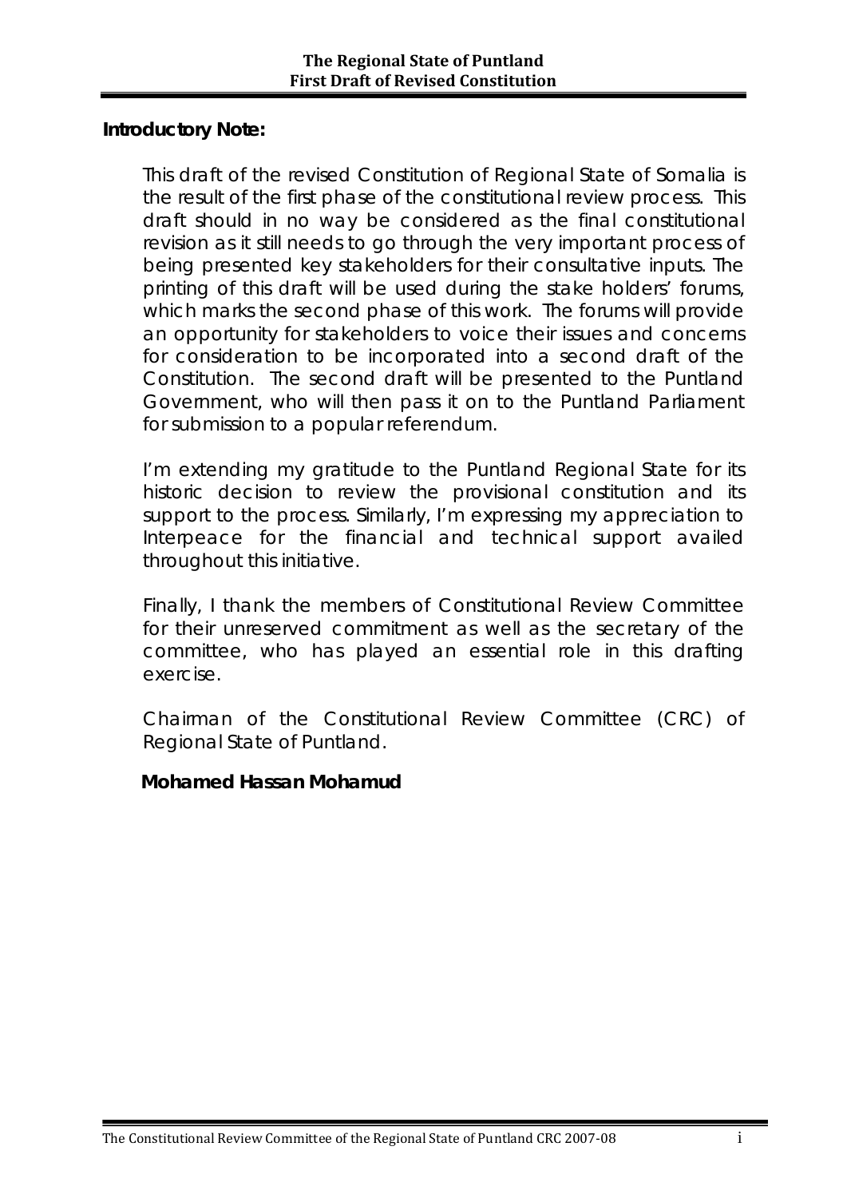**Introductory Note:**

This draft of the revised Constitution of Regional State of Somalia is the result of the first phase of the constitutional review process. This draft should in no way be considered as the final constitutional revision as it still needs to go through the very important process of being presented key stakeholders for their consultative inputs. The printing of this draft will be used during the stake holders' forums, which marks the second phase of this work. The forums will provide an opportunity for stakeholders to voice their issues and concerns for consideration to be incorporated into a second draft of the Constitution. The second draft will be presented to the Puntland Government, who will then pass it on to the Puntland Parliament for submission to a popular referendum.

I'm extending my gratitude to the Puntland Regional State for its historic decision to review the provisional constitution and its support to the process. Similarly, I'm expressing my appreciation to Interpeace for the financial and technical support availed throughout this initiative.

Finally, I thank the members of Constitutional Review Committee for their unreserved commitment as well as the secretary of the committee, who has played an essential role in this drafting exercise.

Chairman of the Constitutional Review Committee (CRC) of Regional State of Puntland.

**Mohamed Hassan Mohamud**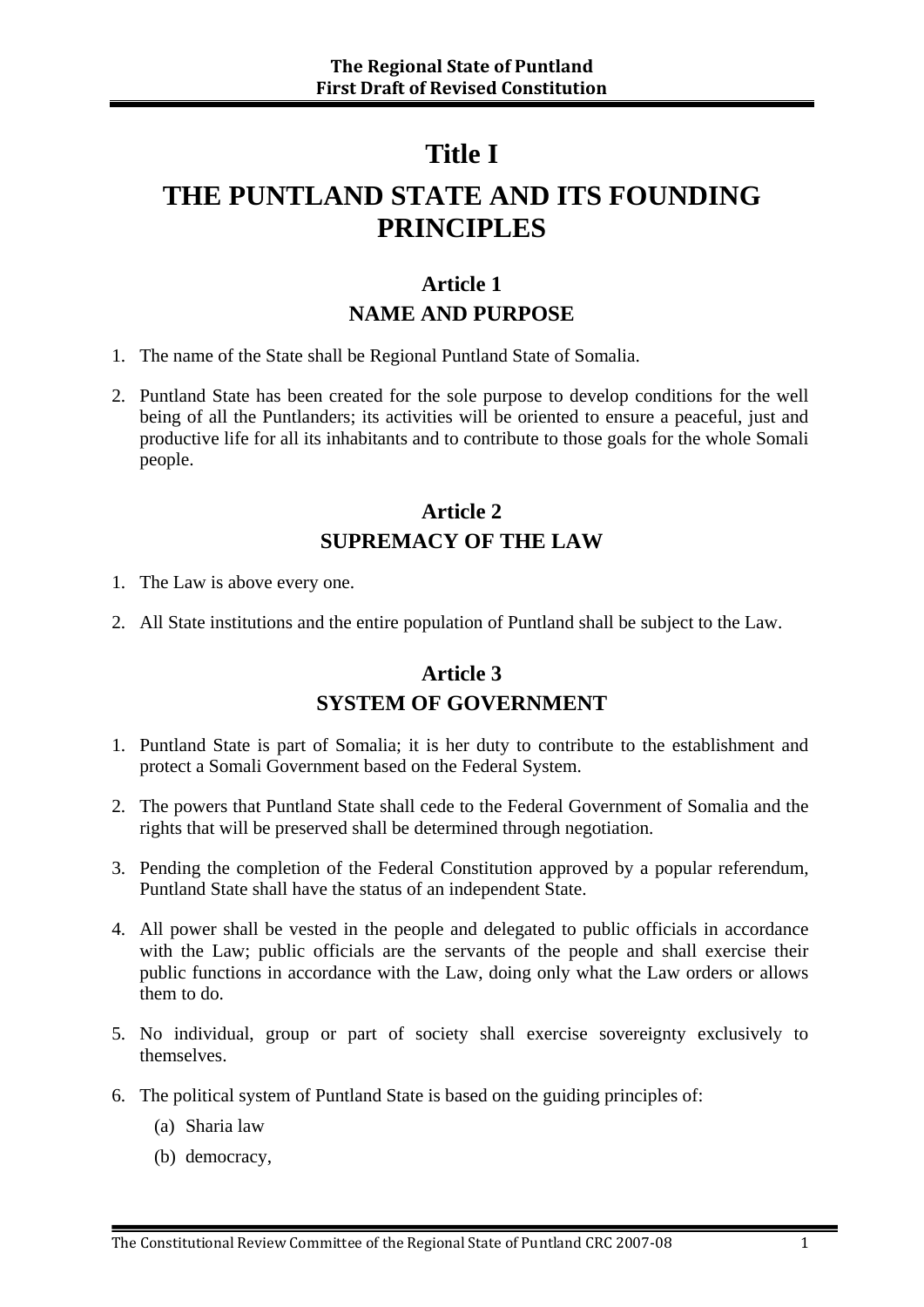# Title I

# THE PUNTLAND STATE AND ITS FOUNDING PRINCIPLES

## Article 1
## NAME AND PURPOSE

1. The name of the State shall be Regional Puntland State of Somalia.
2. Puntland State has been created for the sole purpose to develop conditions for the well being of all the Puntlanders; its activities will be oriented to ensure a peaceful, just and productive life for all its inhabitants and to contribute to those goals for the whole Somali people.

## Article 2
## SUPREMACY OF THE LAW

1. The Law is above every one.
2. All State institutions and the entire population of Puntland shall be subject to the Law.

## Article 3
## SYSTEM OF GOVERNMENT

1. Puntland State is part of Somalia; it is her duty to contribute to the establishment and protect a Somali Government based on the Federal System.
2. The powers that Puntland State shall cede to the Federal Government of Somalia and the rights that will be preserved shall be determined through negotiation.
3. Pending the completion of the Federal Constitution approved by a popular referendum, Puntland State shall have the status of an independent State.
4. All power shall be vested in the people and delegated to public officials in accordance with the Law; public officials are the servants of the people and shall exercise their public functions in accordance with the Law, doing only what the Law orders or allows them to do.
5. No individual, group or part of society shall exercise sovereignty exclusively to themselves.
6. The political system of Puntland State is based on the guiding principles of:
   (a) Sharia law
   (b) democracy,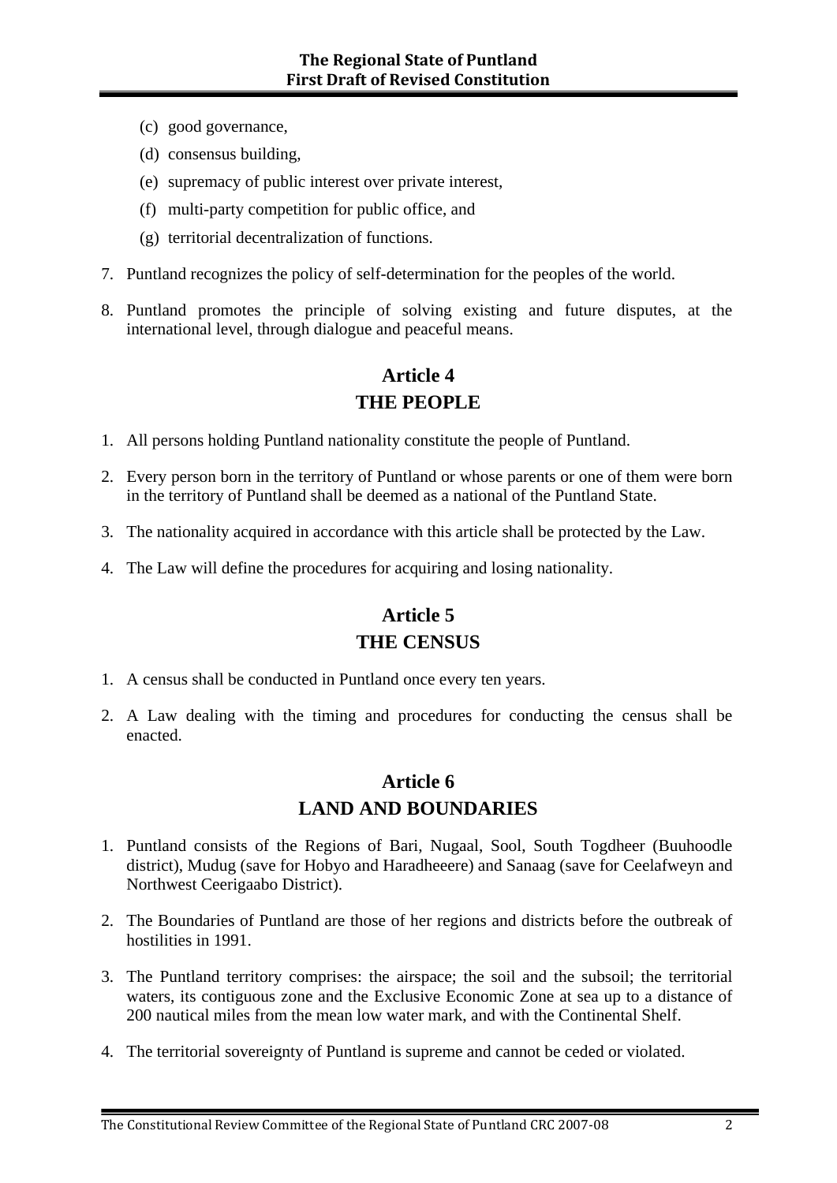(c) good governance,

(d) consensus building,

(e) supremacy of public interest over private interest,

(f) multi-party competition for public office, and

(g) territorial decentralization of functions.

7. Puntland recognizes the policy of self-determination for the peoples of the world.
8. Puntland promotes the principle of solving existing and future disputes, at the international level, through dialogue and peaceful means.

## Article 4
## THE PEOPLE

1. All persons holding Puntland nationality constitute the people of Puntland.
2. Every person born in the territory of Puntland or whose parents or one of them were born in the territory of Puntland shall be deemed as a national of the Puntland State.
3. The nationality acquired in accordance with this article shall be protected by the Law.
4. The Law will define the procedures for acquiring and losing nationality.

## Article 5
## THE CENSUS

1. A census shall be conducted in Puntland once every ten years.
2. A Law dealing with the timing and procedures for conducting the census shall be enacted.

## Article 6
## LAND AND BOUNDARIES

1. Puntland consists of the Regions of Bari, Nugaal, Sool, South Togdheer (Buuhoodle district), Mudug (save for Hobyo and Haradheeere) and Sanaag (save for Ceelafweyn and Northwest Ceerigaabo District).
2. The Boundaries of Puntland are those of her regions and districts before the outbreak of hostilities in 1991.
3. The Puntland territory comprises: the airspace; the soil and the subsoil; the territorial waters, its contiguous zone and the Exclusive Economic Zone at sea up to a distance of 200 nautical miles from the mean low water mark, and with the Continental Shelf.
4. The territorial sovereignty of Puntland is supreme and cannot be ceded or violated.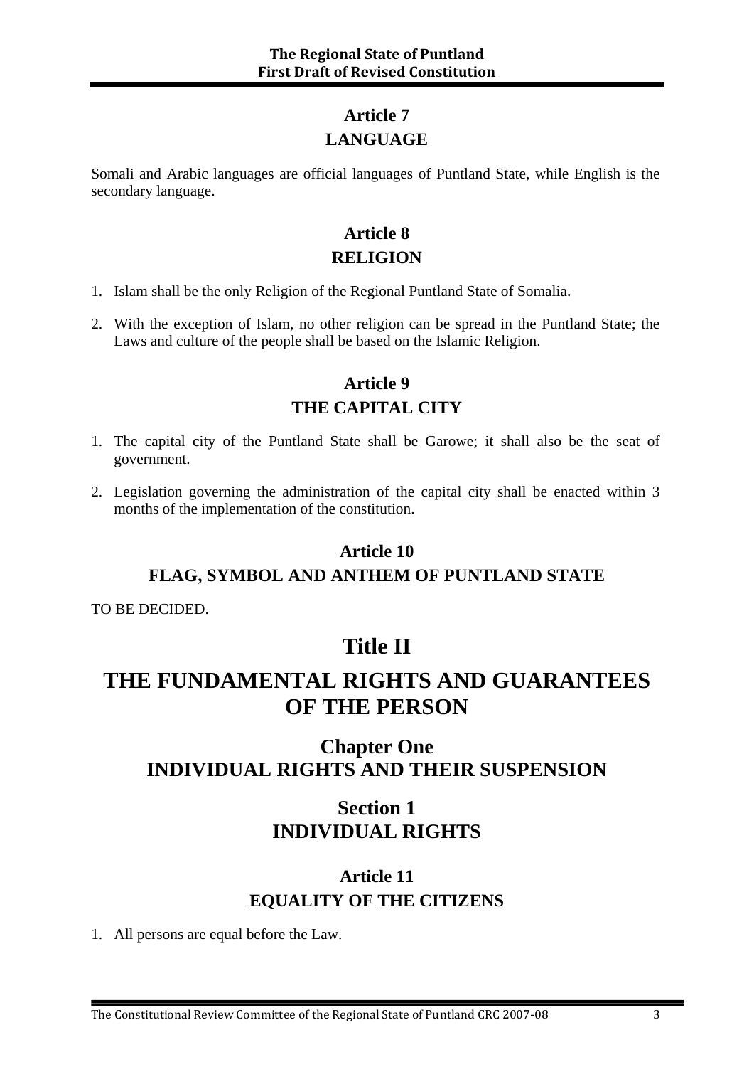## Article 7
## LANGUAGE

Somali and Arabic languages are official languages of Puntland State, while English is the secondary language.

## Article 8
## RELIGION

1. Islam shall be the only Religion of the Regional Puntland State of Somalia.
2. With the exception of Islam, no other religion can be spread in the Puntland State; the Laws and culture of the people shall be based on the Islamic Religion.

## Article 9
## THE CAPITAL CITY

1. The capital city of the Puntland State shall be Garowe; it shall also be the seat of government.
2. Legislation governing the administration of the capital city shall be enacted within 3 months of the implementation of the constitution.

## Article 10
## FLAG, SYMBOL AND ANTHEM OF PUNTLAND STATE

TO BE DECIDED.

# Title II
# THE FUNDAMENTAL RIGHTS AND GUARANTEES OF THE PERSON

## Chapter One
## INDIVIDUAL RIGHTS AND THEIR SUSPENSION

## Section 1
## INDIVIDUAL RIGHTS

## Article 11
## EQUALITY OF THE CITIZENS

1. All persons are equal before the Law.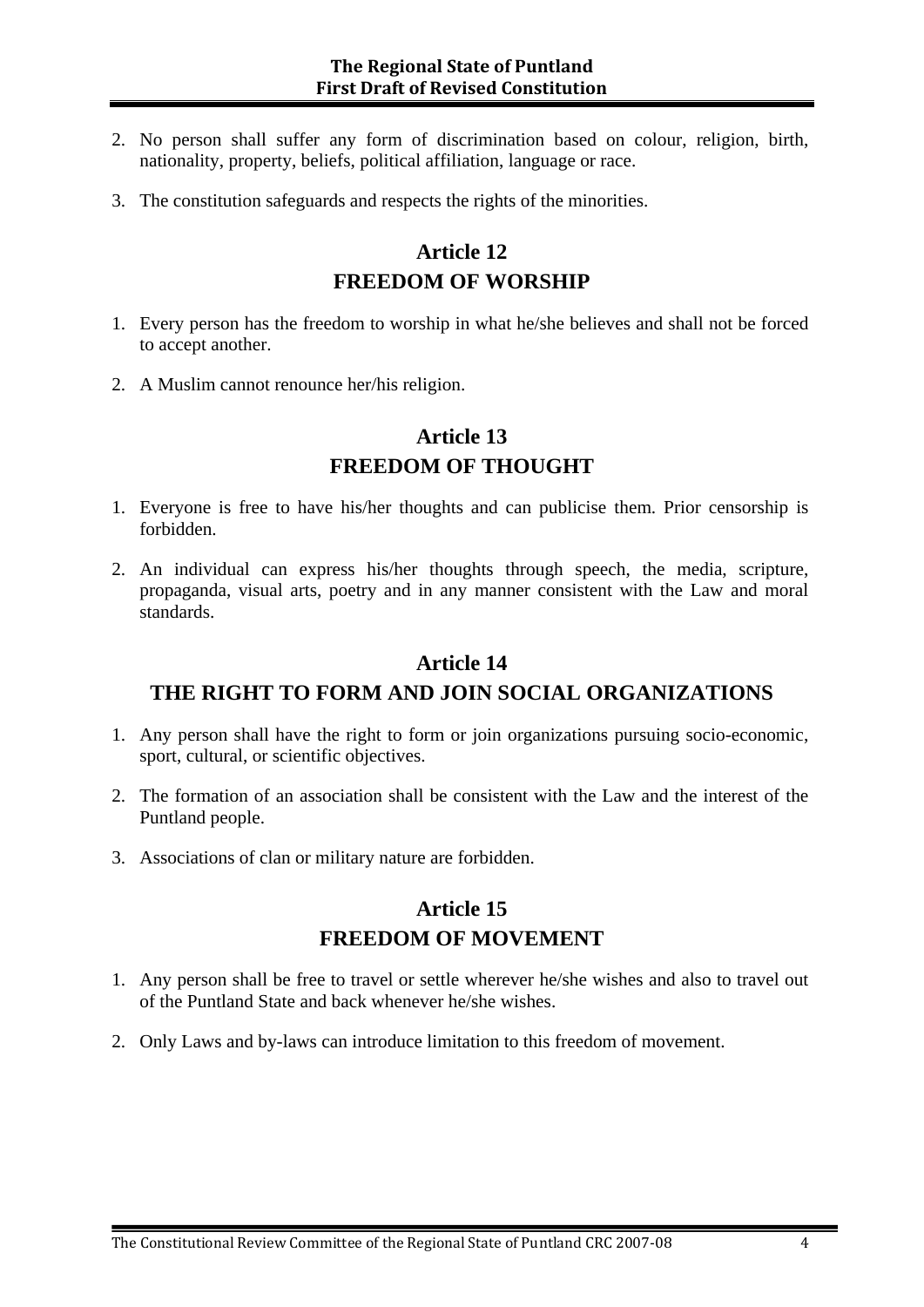2. No person shall suffer any form of discrimination based on colour, religion, birth, nationality, property, beliefs, political affiliation, language or race.

3. The constitution safeguards and respects the rights of the minorities.

## Article 12
## FREEDOM OF WORSHIP

1. Every person has the freedom to worship in what he/she believes and shall not be forced to accept another.

2. A Muslim cannot renounce her/his religion.

## Article 13
## FREEDOM OF THOUGHT

1. Everyone is free to have his/her thoughts and can publicise them. Prior censorship is forbidden.

2. An individual can express his/her thoughts through speech, the media, scripture, propaganda, visual arts, poetry and in any manner consistent with the Law and moral standards.

## Article 14
## THE RIGHT TO FORM AND JOIN SOCIAL ORGANIZATIONS

1. Any person shall have the right to form or join organizations pursuing socio-economic, sport, cultural, or scientific objectives.

2. The formation of an association shall be consistent with the Law and the interest of the Puntland people.

3. Associations of clan or military nature are forbidden.

## Article 15
## FREEDOM OF MOVEMENT

1. Any person shall be free to travel or settle wherever he/she wishes and also to travel out of the Puntland State and back whenever he/she wishes.

2. Only Laws and by-laws can introduce limitation to this freedom of movement.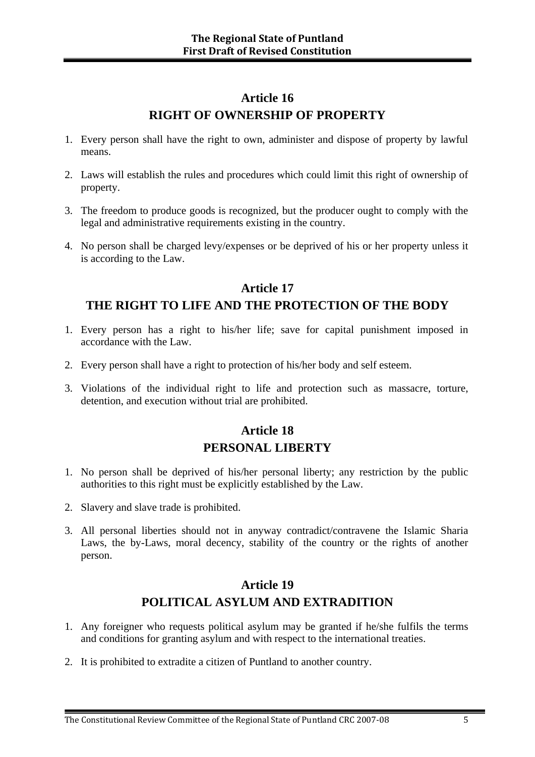## Article 16

## RIGHT OF OWNERSHIP OF PROPERTY

1. Every person shall have the right to own, administer and dispose of property by lawful means.
2. Laws will establish the rules and procedures which could limit this right of ownership of property.
3. The freedom to produce goods is recognized, but the producer ought to comply with the legal and administrative requirements existing in the country.
4. No person shall be charged levy/expenses or be deprived of his or her property unless it is according to the Law.

## Article 17

## THE RIGHT TO LIFE AND THE PROTECTION OF THE BODY

1. Every person has a right to his/her life; save for capital punishment imposed in accordance with the Law.
2. Every person shall have a right to protection of his/her body and self esteem.
3. Violations of the individual right to life and protection such as massacre, torture, detention, and execution without trial are prohibited.

## Article 18

## PERSONAL LIBERTY

1. No person shall be deprived of his/her personal liberty; any restriction by the public authorities to this right must be explicitly established by the Law.
2. Slavery and slave trade is prohibited.
3. All personal liberties should not in anyway contradict/contravene the Islamic Sharia Laws, the by-Laws, moral decency, stability of the country or the rights of another person.

## Article 19

## POLITICAL ASYLUM AND EXTRADITION

1. Any foreigner who requests political asylum may be granted if he/she fulfils the terms and conditions for granting asylum and with respect to the international treaties.
2. It is prohibited to extradite a citizen of Puntland to another country.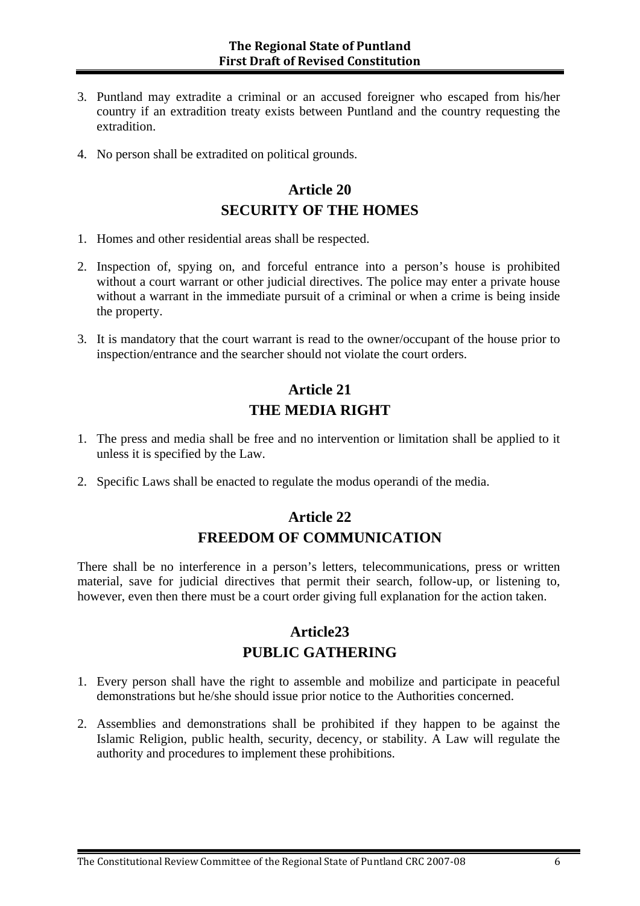3. Puntland may extradite a criminal or an accused foreigner who escaped from his/her country if an extradition treaty exists between Puntland and the country requesting the extradition.

4. No person shall be extradited on political grounds.

## Article 20
## SECURITY OF THE HOMES

1. Homes and other residential areas shall be respected.

2. Inspection of, spying on, and forceful entrance into a person's house is prohibited without a court warrant or other judicial directives. The police may enter a private house without a warrant in the immediate pursuit of a criminal or when a crime is being inside the property.

3. It is mandatory that the court warrant is read to the owner/occupant of the house prior to inspection/entrance and the searcher should not violate the court orders.

## Article 21
## THE MEDIA RIGHT

1. The press and media shall be free and no intervention or limitation shall be applied to it unless it is specified by the Law.

2. Specific Laws shall be enacted to regulate the modus operandi of the media.

## Article 22
## FREEDOM OF COMMUNICATION

There shall be no interference in a person's letters, telecommunications, press or written material, save for judicial directives that permit their search, follow-up, or listening to, however, even then there must be a court order giving full explanation for the action taken.

## Article23
## PUBLIC GATHERING

1. Every person shall have the right to assemble and mobilize and participate in peaceful demonstrations but he/she should issue prior notice to the Authorities concerned.

2. Assemblies and demonstrations shall be prohibited if they happen to be against the Islamic Religion, public health, security, decency, or stability. A Law will regulate the authority and procedures to implement these prohibitions.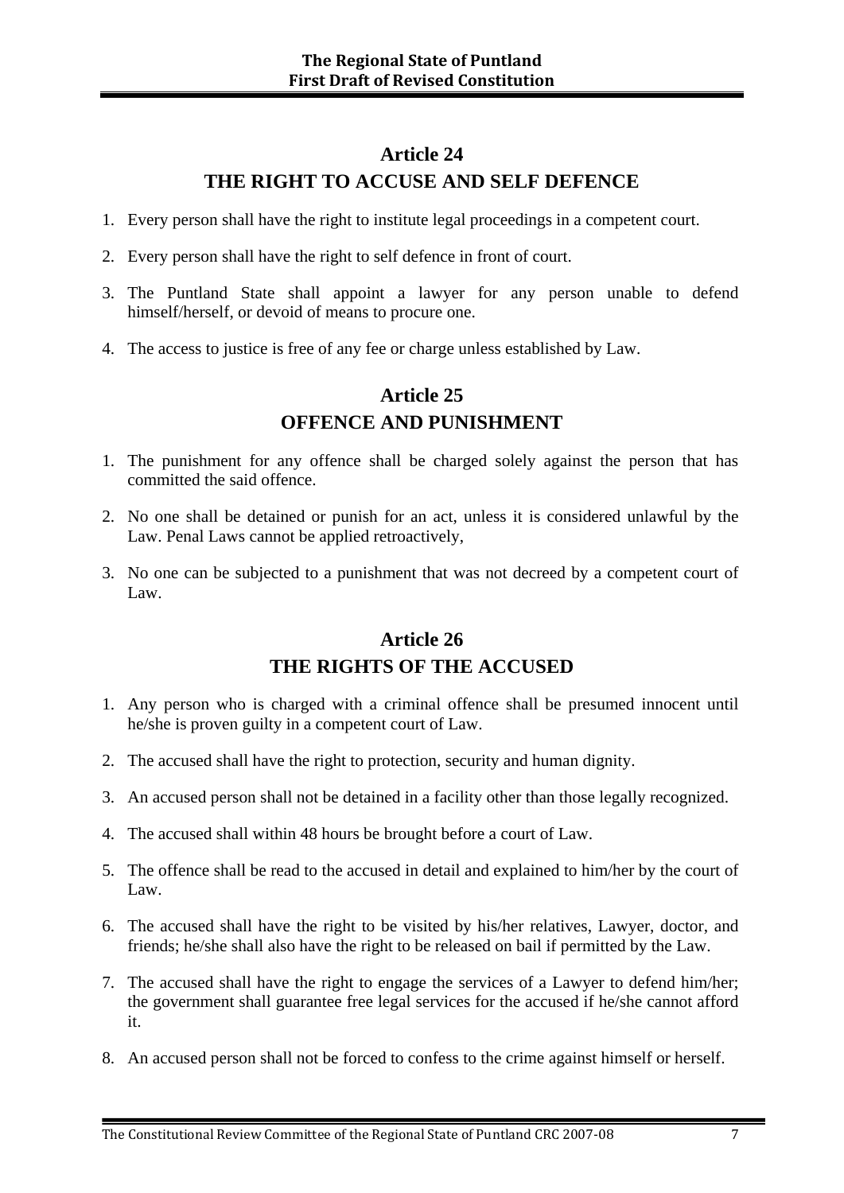## Article 24
## THE RIGHT TO ACCUSE AND SELF DEFENCE

1. Every person shall have the right to institute legal proceedings in a competent court.
2. Every person shall have the right to self defence in front of court.
3. The Puntland State shall appoint a lawyer for any person unable to defend himself/herself, or devoid of means to procure one.
4. The access to justice is free of any fee or charge unless established by Law.

## Article 25
## OFFENCE AND PUNISHMENT

1. The punishment for any offence shall be charged solely against the person that has committed the said offence.
2. No one shall be detained or punish for an act, unless it is considered unlawful by the Law. Penal Laws cannot be applied retroactively,
3. No one can be subjected to a punishment that was not decreed by a competent court of Law.

## Article 26
## THE RIGHTS OF THE ACCUSED

1. Any person who is charged with a criminal offence shall be presumed innocent until he/she is proven guilty in a competent court of Law.
2. The accused shall have the right to protection, security and human dignity.
3. An accused person shall not be detained in a facility other than those legally recognized.
4. The accused shall within 48 hours be brought before a court of Law.
5. The offence shall be read to the accused in detail and explained to him/her by the court of Law.
6. The accused shall have the right to be visited by his/her relatives, Lawyer, doctor, and friends; he/she shall also have the right to be released on bail if permitted by the Law.
7. The accused shall have the right to engage the services of a Lawyer to defend him/her; the government shall guarantee free legal services for the accused if he/she cannot afford it.
8. An accused person shall not be forced to confess to the crime against himself or herself.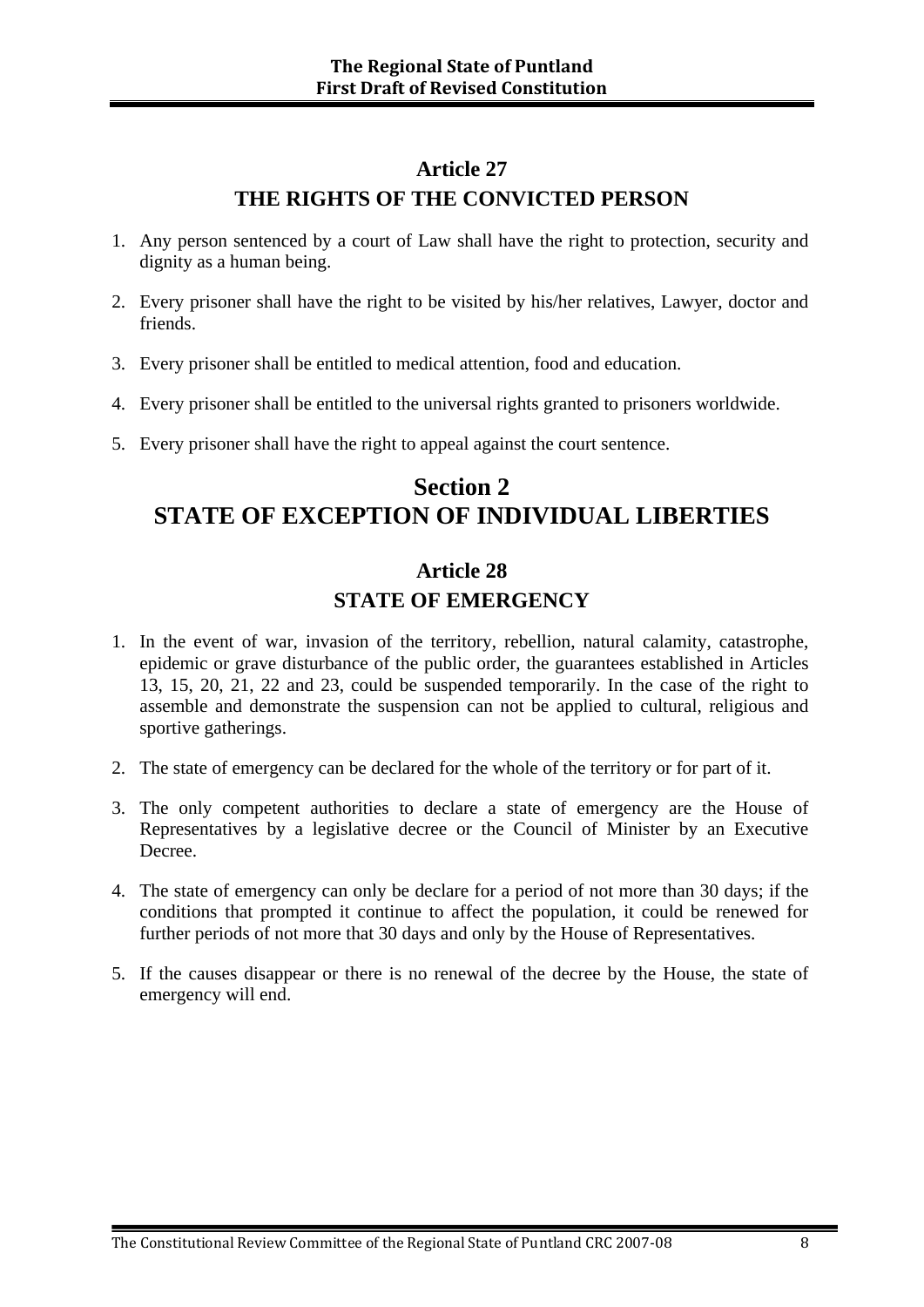## Article 27

## THE RIGHTS OF THE CONVICTED PERSON

1. Any person sentenced by a court of Law shall have the right to protection, security and dignity as a human being.
2. Every prisoner shall have the right to be visited by his/her relatives, Lawyer, doctor and friends.
3. Every prisoner shall be entitled to medical attention, food and education.
4. Every prisoner shall be entitled to the universal rights granted to prisoners worldwide.
5. Every prisoner shall have the right to appeal against the court sentence.

# Section 2
# STATE OF EXCEPTION OF INDIVIDUAL LIBERTIES

## Article 28

## STATE OF EMERGENCY

1. In the event of war, invasion of the territory, rebellion, natural calamity, catastrophe, epidemic or grave disturbance of the public order, the guarantees established in Articles 13, 15, 20, 21, 22 and 23, could be suspended temporarily. In the case of the right to assemble and demonstrate the suspension can not be applied to cultural, religious and sportive gatherings.
2. The state of emergency can be declared for the whole of the territory or for part of it.
3. The only competent authorities to declare a state of emergency are the House of Representatives by a legislative decree or the Council of Minister by an Executive Decree.
4. The state of emergency can only be declare for a period of not more than 30 days; if the conditions that prompted it continue to affect the population, it could be renewed for further periods of not more that 30 days and only by the House of Representatives.
5. If the causes disappear or there is no renewal of the decree by the House, the state of emergency will end.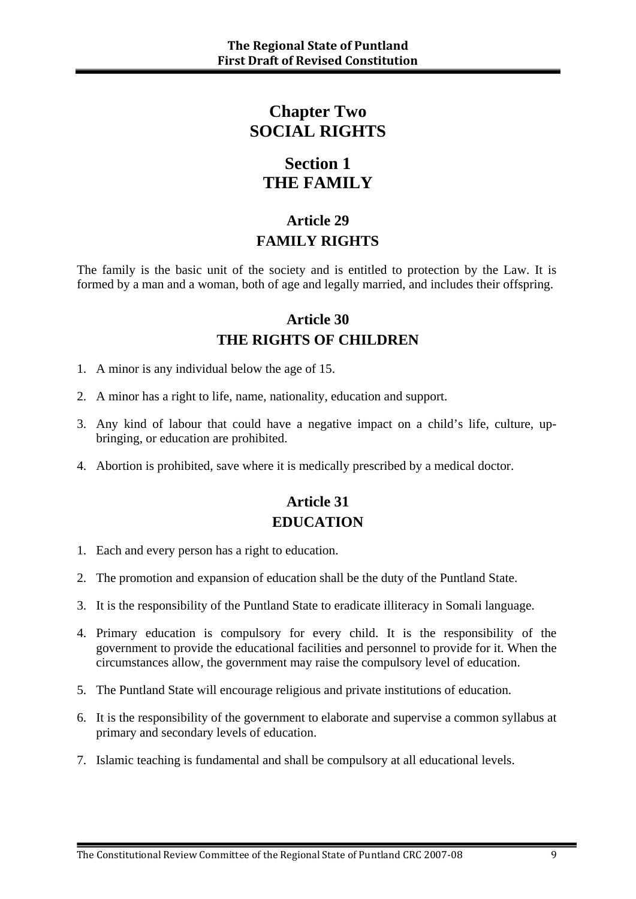# Chapter Two
# SOCIAL RIGHTS

## Section 1
## THE FAMILY

### Article 29
### FAMILY RIGHTS

The family is the basic unit of the society and is entitled to protection by the Law. It is formed by a man and a woman, both of age and legally married, and includes their offspring.

### Article 30
### THE RIGHTS OF CHILDREN

1. A minor is any individual below the age of 15.
2. A minor has a right to life, name, nationality, education and support.
3. Any kind of labour that could have a negative impact on a child's life, culture, up-bringing, or education are prohibited.
4. Abortion is prohibited, save where it is medically prescribed by a medical doctor.

### Article 31
### EDUCATION

1. Each and every person has a right to education.
2. The promotion and expansion of education shall be the duty of the Puntland State.
3. It is the responsibility of the Puntland State to eradicate illiteracy in Somali language.
4. Primary education is compulsory for every child. It is the responsibility of the government to provide the educational facilities and personnel to provide for it. When the circumstances allow, the government may raise the compulsory level of education.
5. The Puntland State will encourage religious and private institutions of education.
6. It is the responsibility of the government to elaborate and supervise a common syllabus at primary and secondary levels of education.
7. Islamic teaching is fundamental and shall be compulsory at all educational levels.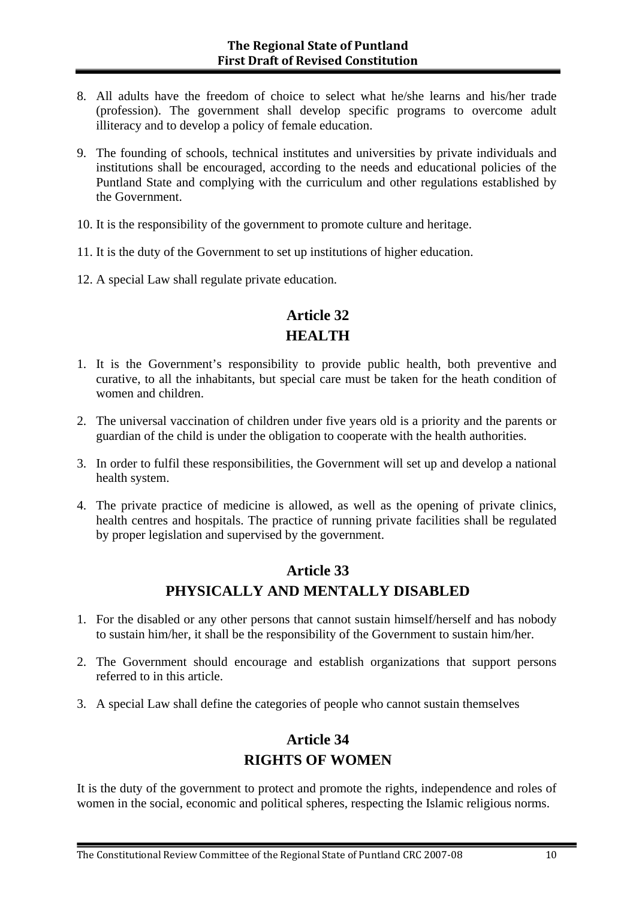8. All adults have the freedom of choice to select what he/she learns and his/her trade (profession). The government shall develop specific programs to overcome adult illiteracy and to develop a policy of female education.

9. The founding of schools, technical institutes and universities by private individuals and institutions shall be encouraged, according to the needs and educational policies of the Puntland State and complying with the curriculum and other regulations established by the Government.

10. It is the responsibility of the government to promote culture and heritage.

11. It is the duty of the Government to set up institutions of higher education.

12. A special Law shall regulate private education.

## Article 32
## HEALTH

1. It is the Government's responsibility to provide public health, both preventive and curative, to all the inhabitants, but special care must be taken for the heath condition of women and children.

2. The universal vaccination of children under five years old is a priority and the parents or guardian of the child is under the obligation to cooperate with the health authorities.

3. In order to fulfil these responsibilities, the Government will set up and develop a national health system.

4. The private practice of medicine is allowed, as well as the opening of private clinics, health centres and hospitals. The practice of running private facilities shall be regulated by proper legislation and supervised by the government.

## Article 33
## PHYSICALLY AND MENTALLY DISABLED

1. For the disabled or any other persons that cannot sustain himself/herself and has nobody to sustain him/her, it shall be the responsibility of the Government to sustain him/her.

2. The Government should encourage and establish organizations that support persons referred to in this article.

3. A special Law shall define the categories of people who cannot sustain themselves

## Article 34
## RIGHTS OF WOMEN

It is the duty of the government to protect and promote the rights, independence and roles of women in the social, economic and political spheres, respecting the Islamic religious norms.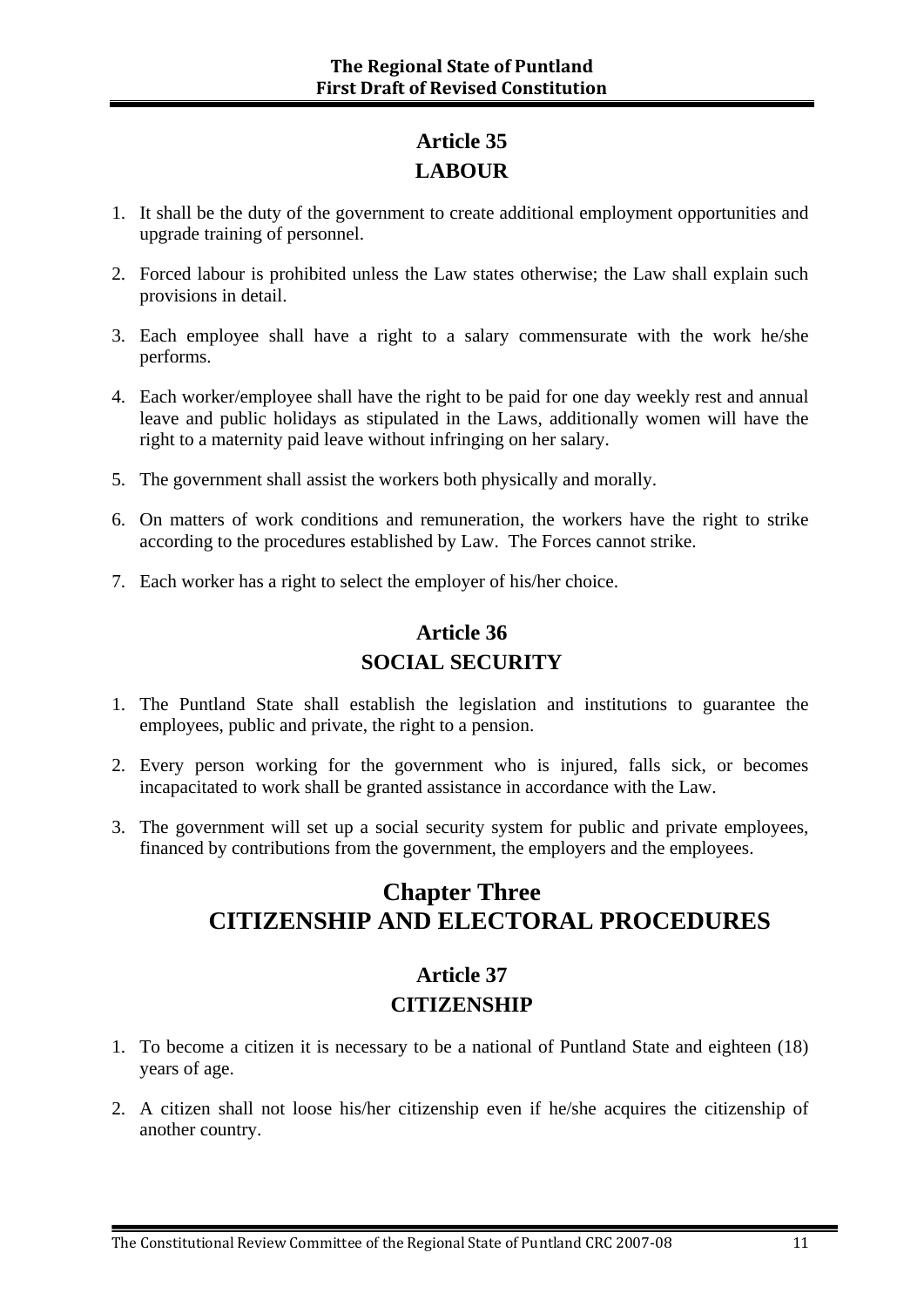## Article 35
## LABOUR

1. It shall be the duty of the government to create additional employment opportunities and upgrade training of personnel.

2. Forced labour is prohibited unless the Law states otherwise; the Law shall explain such provisions in detail.

3. Each employee shall have a right to a salary commensurate with the work he/she performs.

4. Each worker/employee shall have the right to be paid for one day weekly rest and annual leave and public holidays as stipulated in the Laws, additionally women will have the right to a maternity paid leave without infringing on her salary.

5. The government shall assist the workers both physically and morally.

6. On matters of work conditions and remuneration, the workers have the right to strike according to the procedures established by Law. The Forces cannot strike.

7. Each worker has a right to select the employer of his/her choice.

## Article 36
## SOCIAL SECURITY

1. The Puntland State shall establish the legislation and institutions to guarantee the employees, public and private, the right to a pension.

2. Every person working for the government who is injured, falls sick, or becomes incapacitated to work shall be granted assistance in accordance with the Law.

3. The government will set up a social security system for public and private employees, financed by contributions from the government, the employers and the employees.

# Chapter Three
# CITIZENSHIP AND ELECTORAL PROCEDURES

## Article 37
## CITIZENSHIP

1. To become a citizen it is necessary to be a national of Puntland State and eighteen (18) years of age.

2. A citizen shall not loose his/her citizenship even if he/she acquires the citizenship of another country.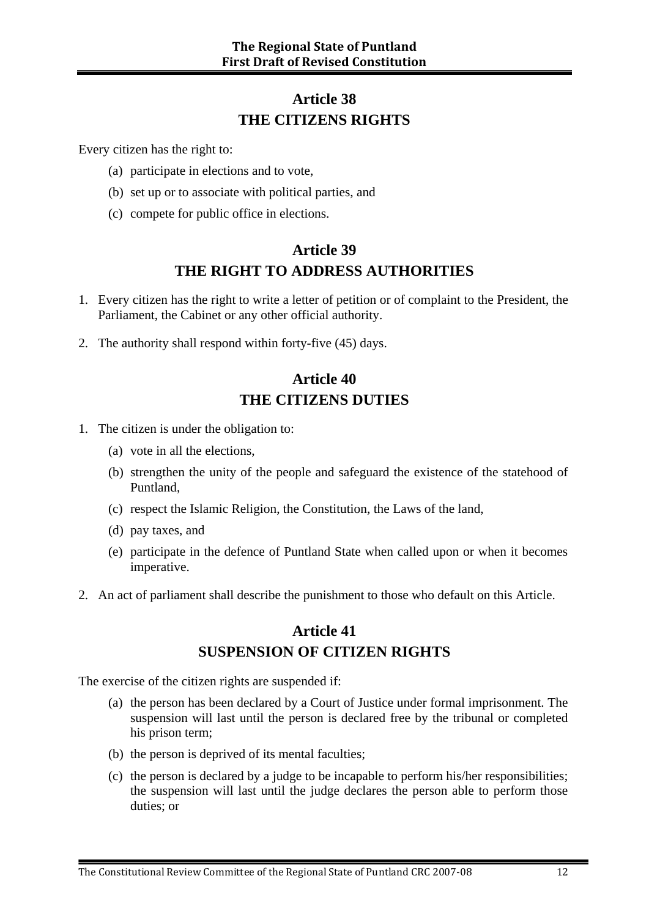## Article 38
## THE CITIZENS RIGHTS

Every citizen has the right to:

(a) participate in elections and to vote,

(b) set up or to associate with political parties, and

(c) compete for public office in elections.

## Article 39
## THE RIGHT TO ADDRESS AUTHORITIES

1. Every citizen has the right to write a letter of petition or of complaint to the President, the Parliament, the Cabinet or any other official authority.
2. The authority shall respond within forty-five (45) days.

## Article 40
## THE CITIZENS DUTIES

1. The citizen is under the obligation to:

   (a) vote in all the elections,

   (b) strengthen the unity of the people and safeguard the existence of the statehood of Puntland,

   (c) respect the Islamic Religion, the Constitution, the Laws of the land,

   (d) pay taxes, and

   (e) participate in the defence of Puntland State when called upon or when it becomes imperative.

2. An act of parliament shall describe the punishment to those who default on this Article.

## Article 41
## SUSPENSION OF CITIZEN RIGHTS

The exercise of the citizen rights are suspended if:

(a) the person has been declared by a Court of Justice under formal imprisonment. The suspension will last until the person is declared free by the tribunal or completed his prison term;

(b) the person is deprived of its mental faculties;

(c) the person is declared by a judge to be incapable to perform his/her responsibilities; the suspension will last until the judge declares the person able to perform those duties; or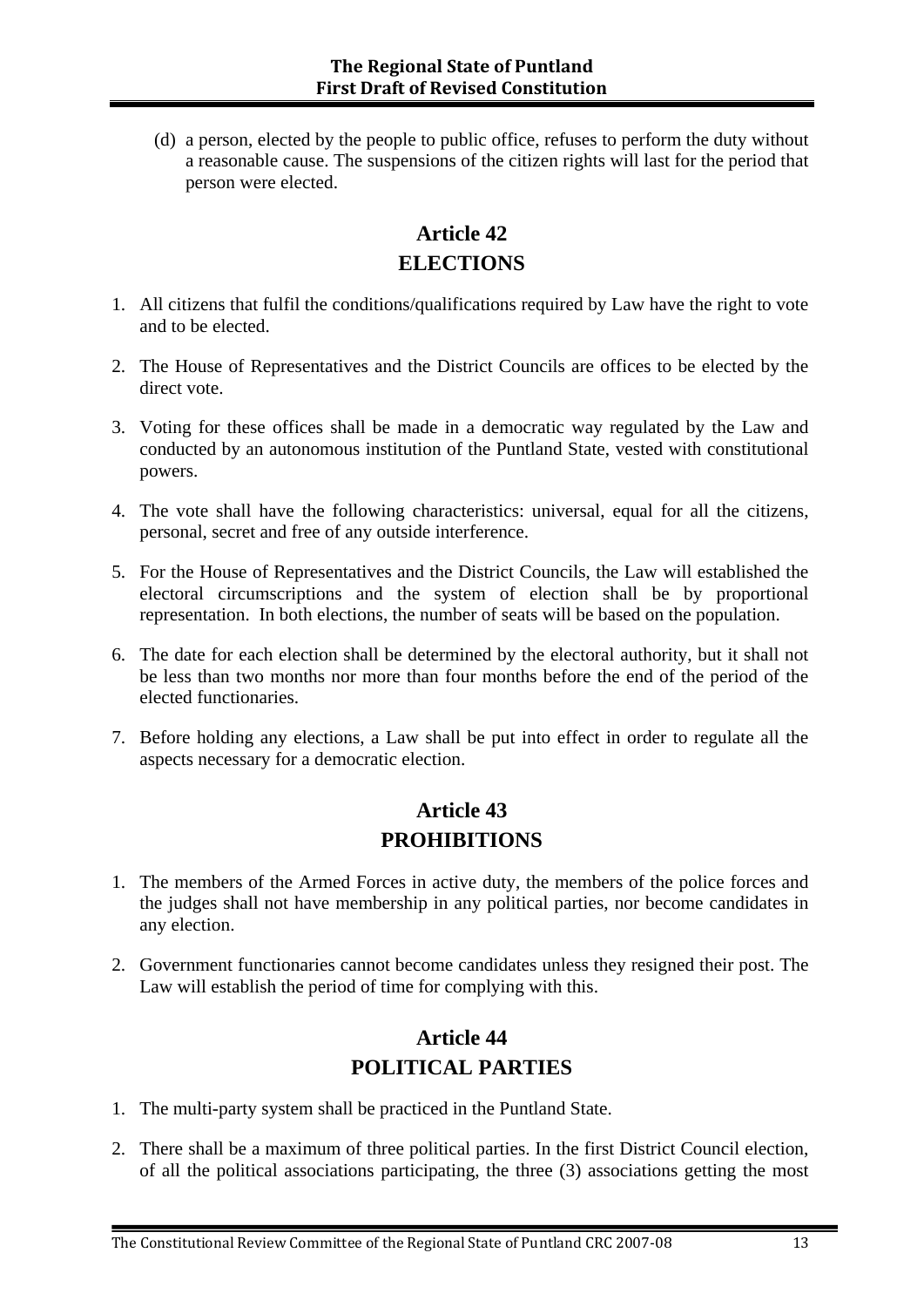(d) a person, elected by the people to public office, refuses to perform the duty without a reasonable cause. The suspensions of the citizen rights will last for the period that person were elected.

## Article 42
## ELECTIONS

1. All citizens that fulfil the conditions/qualifications required by Law have the right to vote and to be elected.

2. The House of Representatives and the District Councils are offices to be elected by the direct vote.

3. Voting for these offices shall be made in a democratic way regulated by the Law and conducted by an autonomous institution of the Puntland State, vested with constitutional powers.

4. The vote shall have the following characteristics: universal, equal for all the citizens, personal, secret and free of any outside interference.

5. For the House of Representatives and the District Councils, the Law will established the electoral circumscriptions and the system of election shall be by proportional representation. In both elections, the number of seats will be based on the population.

6. The date for each election shall be determined by the electoral authority, but it shall not be less than two months nor more than four months before the end of the period of the elected functionaries.

7. Before holding any elections, a Law shall be put into effect in order to regulate all the aspects necessary for a democratic election.

## Article 43
## PROHIBITIONS

1. The members of the Armed Forces in active duty, the members of the police forces and the judges shall not have membership in any political parties, nor become candidates in any election.

2. Government functionaries cannot become candidates unless they resigned their post. The Law will establish the period of time for complying with this.

## Article 44
## POLITICAL PARTIES

1. The multi-party system shall be practiced in the Puntland State.

2. There shall be a maximum of three political parties. In the first District Council election, of all the political associations participating, the three (3) associations getting the most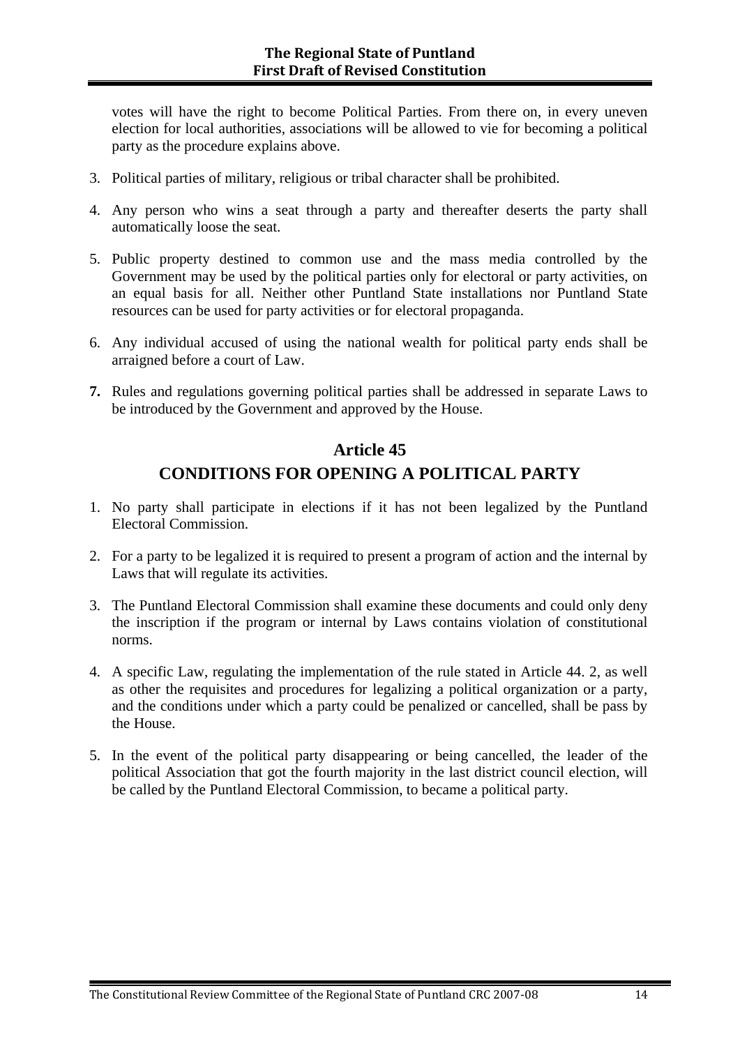votes will have the right to become Political Parties. From there on, in every uneven election for local authorities, associations will be allowed to vie for becoming a political party as the procedure explains above.

3. Political parties of military, religious or tribal character shall be prohibited.

4. Any person who wins a seat through a party and thereafter deserts the party shall automatically loose the seat.

5. Public property destined to common use and the mass media controlled by the Government may be used by the political parties only for electoral or party activities, on an equal basis for all. Neither other Puntland State installations nor Puntland State resources can be used for party activities or for electoral propaganda.

6. Any individual accused of using the national wealth for political party ends shall be arraigned before a court of Law.

7. Rules and regulations governing political parties shall be addressed in separate Laws to be introduced by the Government and approved by the House.

## Article 45

## CONDITIONS FOR OPENING A POLITICAL PARTY

1. No party shall participate in elections if it has not been legalized by the Puntland Electoral Commission.

2. For a party to be legalized it is required to present a program of action and the internal by Laws that will regulate its activities.

3. The Puntland Electoral Commission shall examine these documents and could only deny the inscription if the program or internal by Laws contains violation of constitutional norms.

4. A specific Law, regulating the implementation of the rule stated in Article 44. 2, as well as other the requisites and procedures for legalizing a political organization or a party, and the conditions under which a party could be penalized or cancelled, shall be pass by the House.

5. In the event of the political party disappearing or being cancelled, the leader of the political Association that got the fourth majority in the last district council election, will be called by the Puntland Electoral Commission, to became a political party.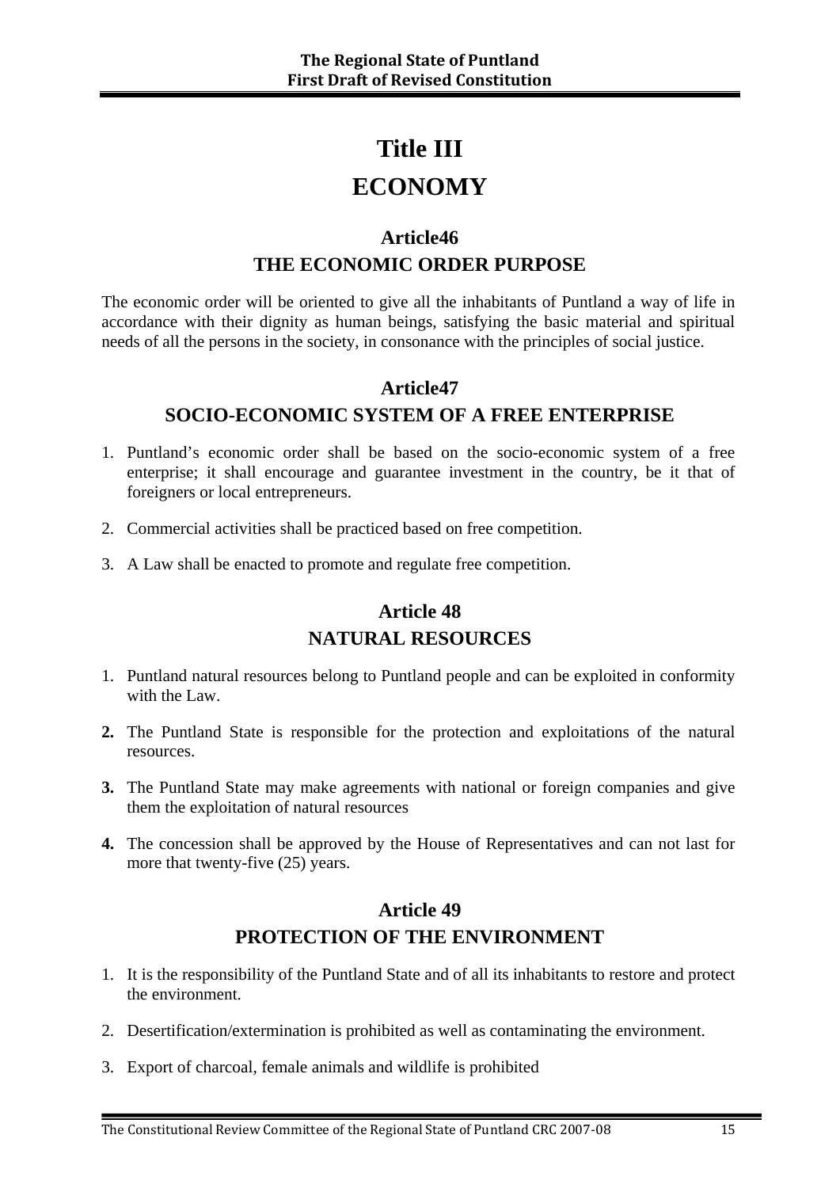# Title III

# ECONOMY

## Article46

## THE ECONOMIC ORDER PURPOSE

The economic order will be oriented to give all the inhabitants of Puntland a way of life in accordance with their dignity as human beings, satisfying the basic material and spiritual needs of all the persons in the society, in consonance with the principles of social justice.

## Article47

## SOCIO-ECONOMIC SYSTEM OF A FREE ENTERPRISE

1. Puntland's economic order shall be based on the socio-economic system of a free enterprise; it shall encourage and guarantee investment in the country, be it that of foreigners or local entrepreneurs.
2. Commercial activities shall be practiced based on free competition.
3. A Law shall be enacted to promote and regulate free competition.

## Article 48

## NATURAL RESOURCES

1. Puntland natural resources belong to Puntland people and can be exploited in conformity with the Law.
2. The Puntland State is responsible for the protection and exploitations of the natural resources.
3. The Puntland State may make agreements with national or foreign companies and give them the exploitation of natural resources
4. The concession shall be approved by the House of Representatives and can not last for more that twenty-five (25) years.

## Article 49

## PROTECTION OF THE ENVIRONMENT

1. It is the responsibility of the Puntland State and of all its inhabitants to restore and protect the environment.
2. Desertification/extermination is prohibited as well as contaminating the environment.
3. Export of charcoal, female animals and wildlife is prohibited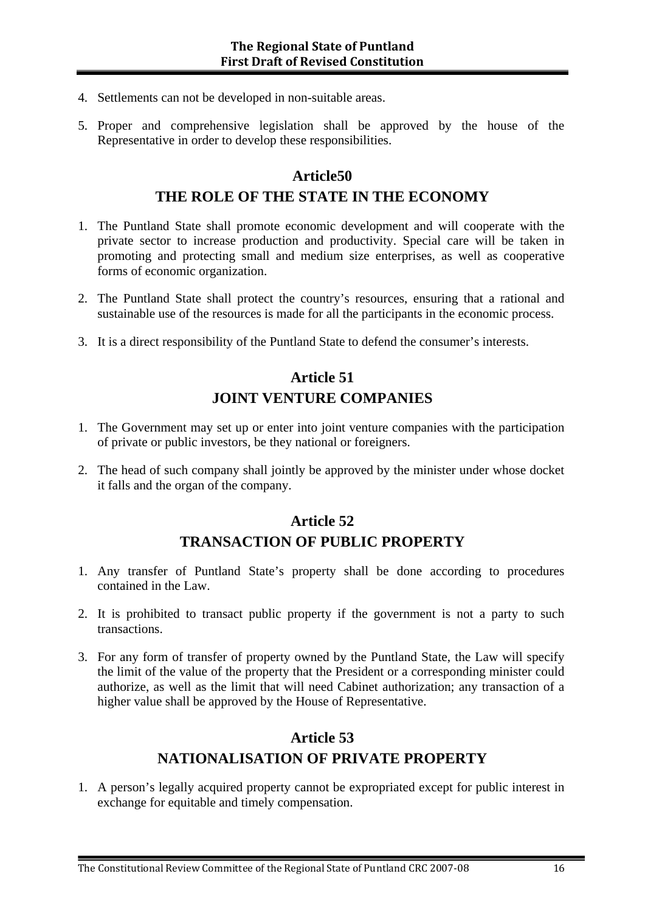4. Settlements can not be developed in non-suitable areas.

5. Proper and comprehensive legislation shall be approved by the house of the Representative in order to develop these responsibilities.

## Article50

## THE ROLE OF THE STATE IN THE ECONOMY

1. The Puntland State shall promote economic development and will cooperate with the private sector to increase production and productivity. Special care will be taken in promoting and protecting small and medium size enterprises, as well as cooperative forms of economic organization.

2. The Puntland State shall protect the country's resources, ensuring that a rational and sustainable use of the resources is made for all the participants in the economic process.

3. It is a direct responsibility of the Puntland State to defend the consumer's interests.

## Article 51

## JOINT VENTURE COMPANIES

1. The Government may set up or enter into joint venture companies with the participation of private or public investors, be they national or foreigners.

2. The head of such company shall jointly be approved by the minister under whose docket it falls and the organ of the company.

## Article 52

## TRANSACTION OF PUBLIC PROPERTY

1. Any transfer of Puntland State's property shall be done according to procedures contained in the Law.

2. It is prohibited to transact public property if the government is not a party to such transactions.

3. For any form of transfer of property owned by the Puntland State, the Law will specify the limit of the value of the property that the President or a corresponding minister could authorize, as well as the limit that will need Cabinet authorization; any transaction of a higher value shall be approved by the House of Representative.

## Article 53

## NATIONALISATION OF PRIVATE PROPERTY

1. A person's legally acquired property cannot be expropriated except for public interest in exchange for equitable and timely compensation.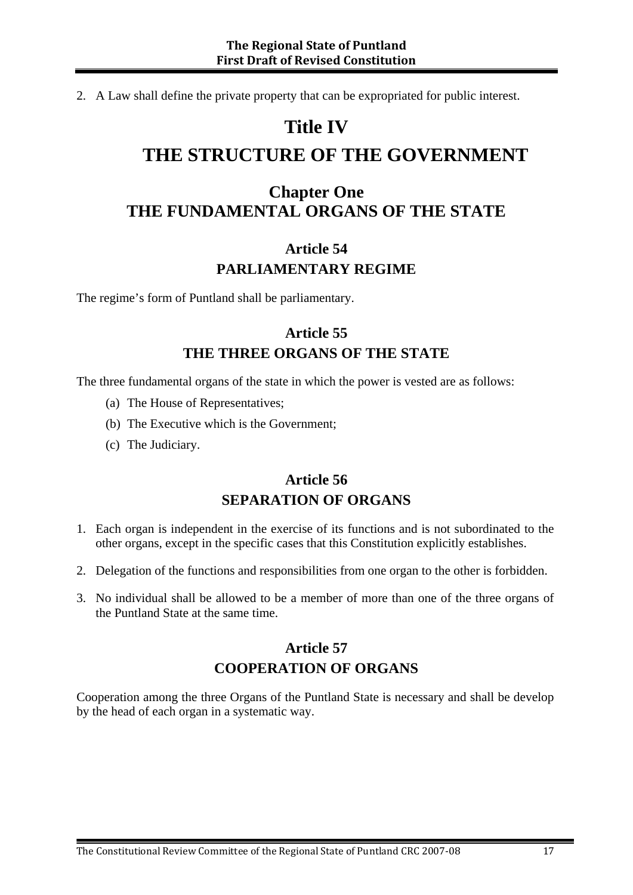2. A Law shall define the private property that can be expropriated for public interest.

# Title IV

# THE STRUCTURE OF THE GOVERNMENT

## Chapter One
## THE FUNDAMENTAL ORGANS OF THE STATE

### Article 54
### PARLIAMENTARY REGIME

The regime's form of Puntland shall be parliamentary.

### Article 55
### THE THREE ORGANS OF THE STATE

The three fundamental organs of the state in which the power is vested are as follows:

(a) The House of Representatives;

(b) The Executive which is the Government;

(c) The Judiciary.

### Article 56
### SEPARATION OF ORGANS

1. Each organ is independent in the exercise of its functions and is not subordinated to the other organs, except in the specific cases that this Constitution explicitly establishes.
2. Delegation of the functions and responsibilities from one organ to the other is forbidden.
3. No individual shall be allowed to be a member of more than one of the three organs of the Puntland State at the same time.

### Article 57
### COOPERATION OF ORGANS

Cooperation among the three Organs of the Puntland State is necessary and shall be develop by the head of each organ in a systematic way.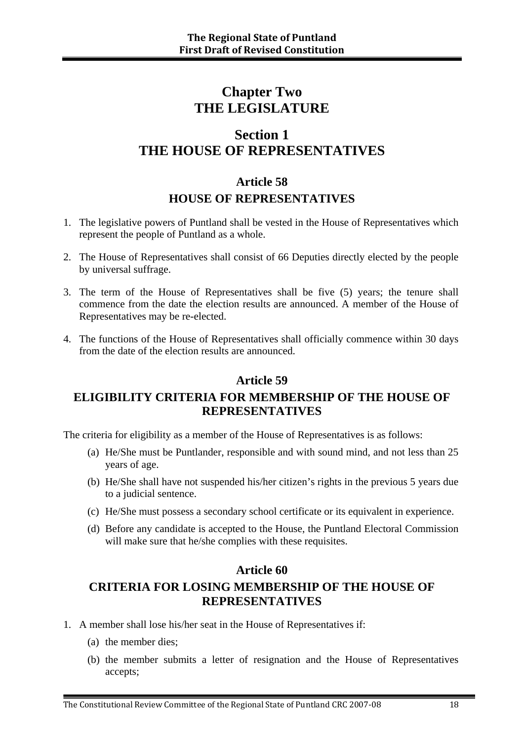# Chapter Two
# THE LEGISLATURE

## Section 1
## THE HOUSE OF REPRESENTATIVES

### Article 58
### HOUSE OF REPRESENTATIVES

1. The legislative powers of Puntland shall be vested in the House of Representatives which represent the people of Puntland as a whole.

2. The House of Representatives shall consist of 66 Deputies directly elected by the people by universal suffrage.

3. The term of the House of Representatives shall be five (5) years; the tenure shall commence from the date the election results are announced. A member of the House of Representatives may be re-elected.

4. The functions of the House of Representatives shall officially commence within 30 days from the date of the election results are announced.

### Article 59
### ELIGIBILITY CRITERIA FOR MEMBERSHIP OF THE HOUSE OF REPRESENTATIVES

The criteria for eligibility as a member of the House of Representatives is as follows:

(a) He/She must be Puntlander, responsible and with sound mind, and not less than 25 years of age.

(b) He/She shall have not suspended his/her citizen's rights in the previous 5 years due to a judicial sentence.

(c) He/She must possess a secondary school certificate or its equivalent in experience.

(d) Before any candidate is accepted to the House, the Puntland Electoral Commission will make sure that he/she complies with these requisites.

### Article 60
### CRITERIA FOR LOSING MEMBERSHIP OF THE HOUSE OF REPRESENTATIVES

1. A member shall lose his/her seat in the House of Representatives if:

   (a) the member dies;

   (b) the member submits a letter of resignation and the House of Representatives accepts;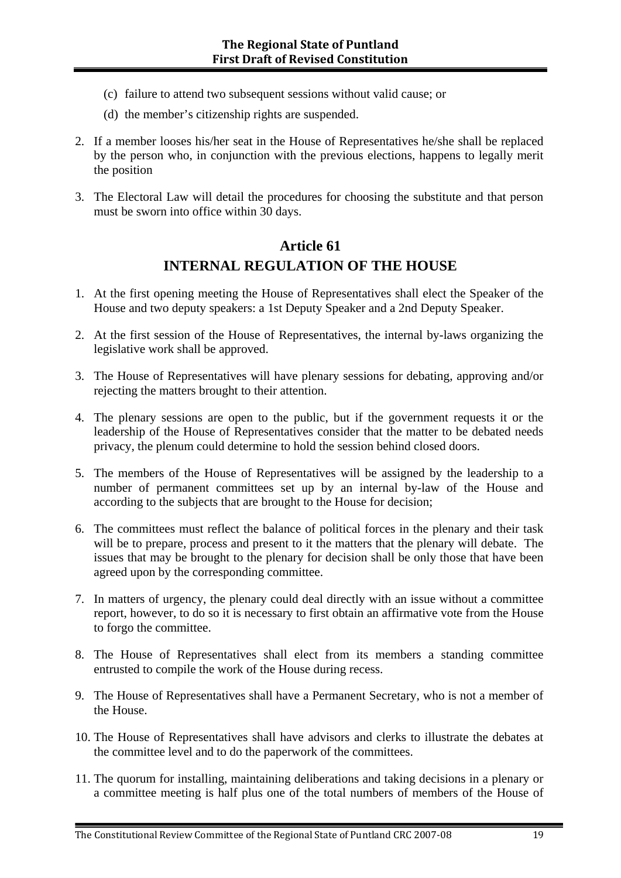(c) failure to attend two subsequent sessions without valid cause; or

(d) the member's citizenship rights are suspended.

2. If a member looses his/her seat in the House of Representatives he/she shall be replaced by the person who, in conjunction with the previous elections, happens to legally merit the position

3. The Electoral Law will detail the procedures for choosing the substitute and that person must be sworn into office within 30 days.

## Article 61

## INTERNAL REGULATION OF THE HOUSE

1. At the first opening meeting the House of Representatives shall elect the Speaker of the House and two deputy speakers: a 1st Deputy Speaker and a 2nd Deputy Speaker.

2. At the first session of the House of Representatives, the internal by-laws organizing the legislative work shall be approved.

3. The House of Representatives will have plenary sessions for debating, approving and/or rejecting the matters brought to their attention.

4. The plenary sessions are open to the public, but if the government requests it or the leadership of the House of Representatives consider that the matter to be debated needs privacy, the plenum could determine to hold the session behind closed doors.

5. The members of the House of Representatives will be assigned by the leadership to a number of permanent committees set up by an internal by-law of the House and according to the subjects that are brought to the House for decision;

6. The committees must reflect the balance of political forces in the plenary and their task will be to prepare, process and present to it the matters that the plenary will debate. The issues that may be brought to the plenary for decision shall be only those that have been agreed upon by the corresponding committee.

7. In matters of urgency, the plenary could deal directly with an issue without a committee report, however, to do so it is necessary to first obtain an affirmative vote from the House to forgo the committee.

8. The House of Representatives shall elect from its members a standing committee entrusted to compile the work of the House during recess.

9. The House of Representatives shall have a Permanent Secretary, who is not a member of the House.

10. The House of Representatives shall have advisors and clerks to illustrate the debates at the committee level and to do the paperwork of the committees.

11. The quorum for installing, maintaining deliberations and taking decisions in a plenary or a committee meeting is half plus one of the total numbers of members of the House of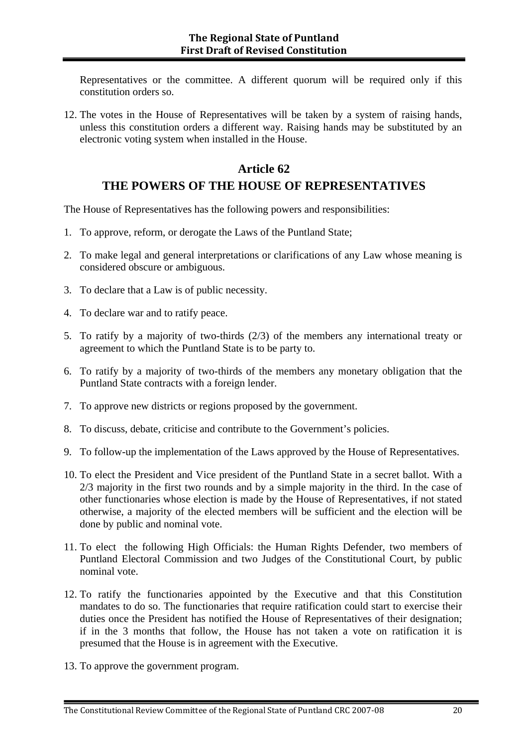Representatives or the committee. A different quorum will be required only if this constitution orders so.

12. The votes in the House of Representatives will be taken by a system of raising hands, unless this constitution orders a different way. Raising hands may be substituted by an electronic voting system when installed in the House.

## Article 62
## THE POWERS OF THE HOUSE OF REPRESENTATIVES

The House of Representatives has the following powers and responsibilities:

1. To approve, reform, or derogate the Laws of the Puntland State;
2. To make legal and general interpretations or clarifications of any Law whose meaning is considered obscure or ambiguous.
3. To declare that a Law is of public necessity.
4. To declare war and to ratify peace.
5. To ratify by a majority of two-thirds (2/3) of the members any international treaty or agreement to which the Puntland State is to be party to.
6. To ratify by a majority of two-thirds of the members any monetary obligation that the Puntland State contracts with a foreign lender.
7. To approve new districts or regions proposed by the government.
8. To discuss, debate, criticise and contribute to the Government's policies.
9. To follow-up the implementation of the Laws approved by the House of Representatives.
10. To elect the President and Vice president of the Puntland State in a secret ballot. With a 2/3 majority in the first two rounds and by a simple majority in the third. In the case of other functionaries whose election is made by the House of Representatives, if not stated otherwise, a majority of the elected members will be sufficient and the election will be done by public and nominal vote.
11. To elect the following High Officials: the Human Rights Defender, two members of Puntland Electoral Commission and two Judges of the Constitutional Court, by public nominal vote.
12. To ratify the functionaries appointed by the Executive and that this Constitution mandates to do so. The functionaries that require ratification could start to exercise their duties once the President has notified the House of Representatives of their designation; if in the 3 months that follow, the House has not taken a vote on ratification it is presumed that the House is in agreement with the Executive.
13. To approve the government program.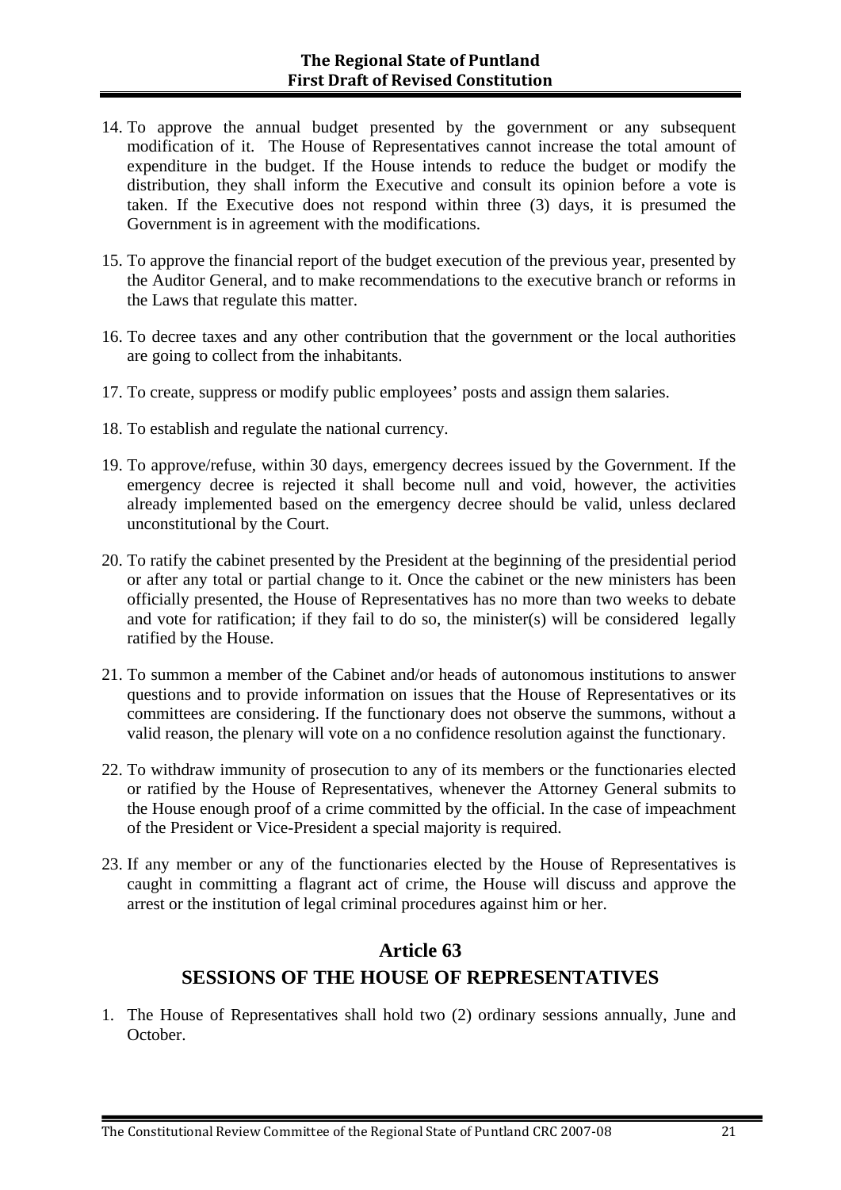14. To approve the annual budget presented by the government or any subsequent modification of it. The House of Representatives cannot increase the total amount of expenditure in the budget. If the House intends to reduce the budget or modify the distribution, they shall inform the Executive and consult its opinion before a vote is taken. If the Executive does not respond within three (3) days, it is presumed the Government is in agreement with the modifications.

15. To approve the financial report of the budget execution of the previous year, presented by the Auditor General, and to make recommendations to the executive branch or reforms in the Laws that regulate this matter.

16. To decree taxes and any other contribution that the government or the local authorities are going to collect from the inhabitants.

17. To create, suppress or modify public employees' posts and assign them salaries.

18. To establish and regulate the national currency.

19. To approve/refuse, within 30 days, emergency decrees issued by the Government. If the emergency decree is rejected it shall become null and void, however, the activities already implemented based on the emergency decree should be valid, unless declared unconstitutional by the Court.

20. To ratify the cabinet presented by the President at the beginning of the presidential period or after any total or partial change to it. Once the cabinet or the new ministers has been officially presented, the House of Representatives has no more than two weeks to debate and vote for ratification; if they fail to do so, the minister(s) will be considered legally ratified by the House.

21. To summon a member of the Cabinet and/or heads of autonomous institutions to answer questions and to provide information on issues that the House of Representatives or its committees are considering. If the functionary does not observe the summons, without a valid reason, the plenary will vote on a no confidence resolution against the functionary.

22. To withdraw immunity of prosecution to any of its members or the functionaries elected or ratified by the House of Representatives, whenever the Attorney General submits to the House enough proof of a crime committed by the official. In the case of impeachment of the President or Vice-President a special majority is required.

23. If any member or any of the functionaries elected by the House of Representatives is caught in committing a flagrant act of crime, the House will discuss and approve the arrest or the institution of legal criminal procedures against him or her.

## Article 63
## SESSIONS OF THE HOUSE OF REPRESENTATIVES

1. The House of Representatives shall hold two (2) ordinary sessions annually, June and October.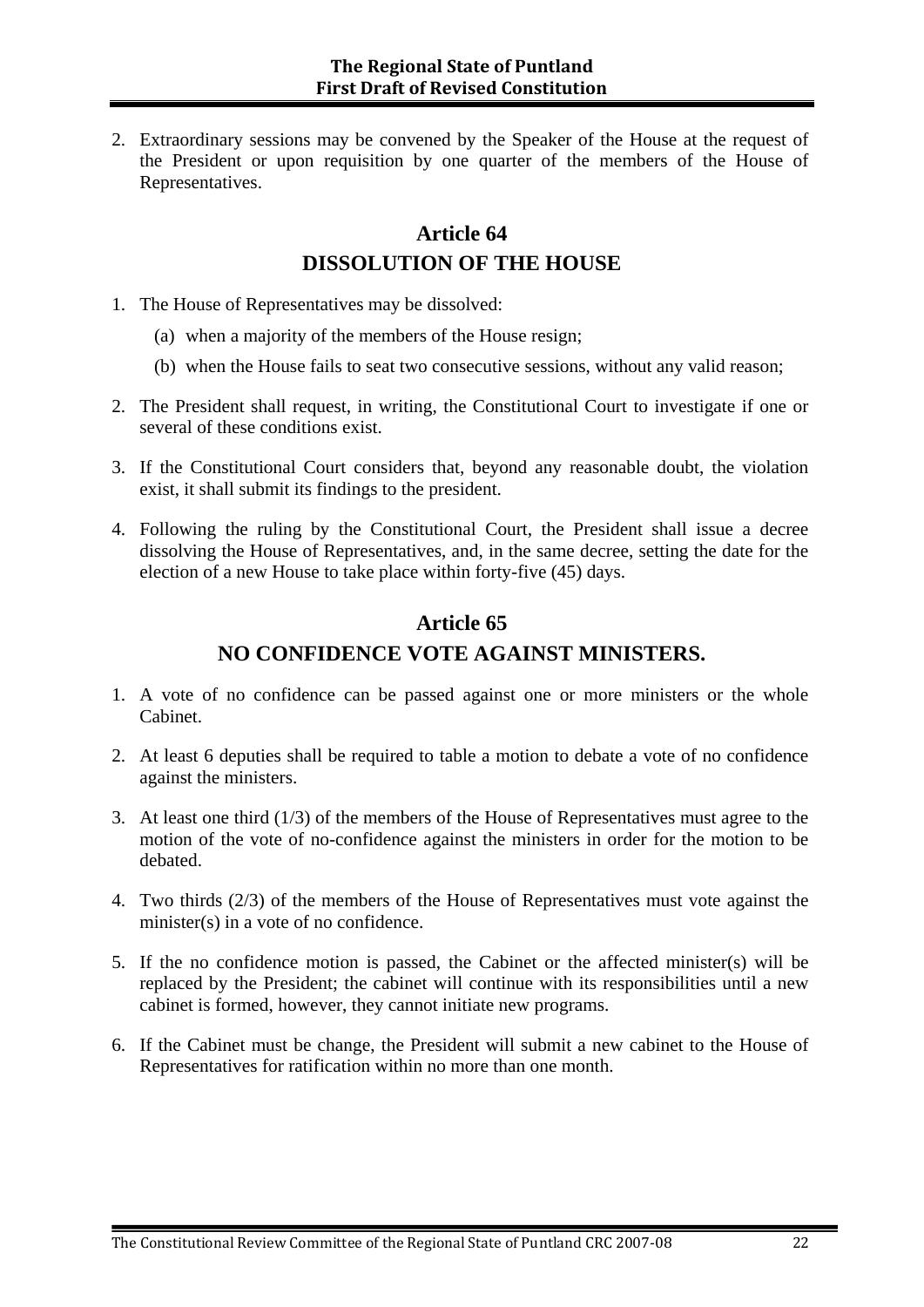2. Extraordinary sessions may be convened by the Speaker of the House at the request of the President or upon requisition by one quarter of the members of the House of Representatives.

## Article 64
## DISSOLUTION OF THE HOUSE

1. The House of Representatives may be dissolved:
   (a) when a majority of the members of the House resign;
   (b) when the House fails to seat two consecutive sessions, without any valid reason;
2. The President shall request, in writing, the Constitutional Court to investigate if one or several of these conditions exist.
3. If the Constitutional Court considers that, beyond any reasonable doubt, the violation exist, it shall submit its findings to the president.
4. Following the ruling by the Constitutional Court, the President shall issue a decree dissolving the House of Representatives, and, in the same decree, setting the date for the election of a new House to take place within forty-five (45) days.

## Article 65
## NO CONFIDENCE VOTE AGAINST MINISTERS.

1. A vote of no confidence can be passed against one or more ministers or the whole Cabinet.
2. At least 6 deputies shall be required to table a motion to debate a vote of no confidence against the ministers.
3. At least one third (1/3) of the members of the House of Representatives must agree to the motion of the vote of no-confidence against the ministers in order for the motion to be debated.
4. Two thirds (2/3) of the members of the House of Representatives must vote against the minister(s) in a vote of no confidence.
5. If the no confidence motion is passed, the Cabinet or the affected minister(s) will be replaced by the President; the cabinet will continue with its responsibilities until a new cabinet is formed, however, they cannot initiate new programs.
6. If the Cabinet must be change, the President will submit a new cabinet to the House of Representatives for ratification within no more than one month.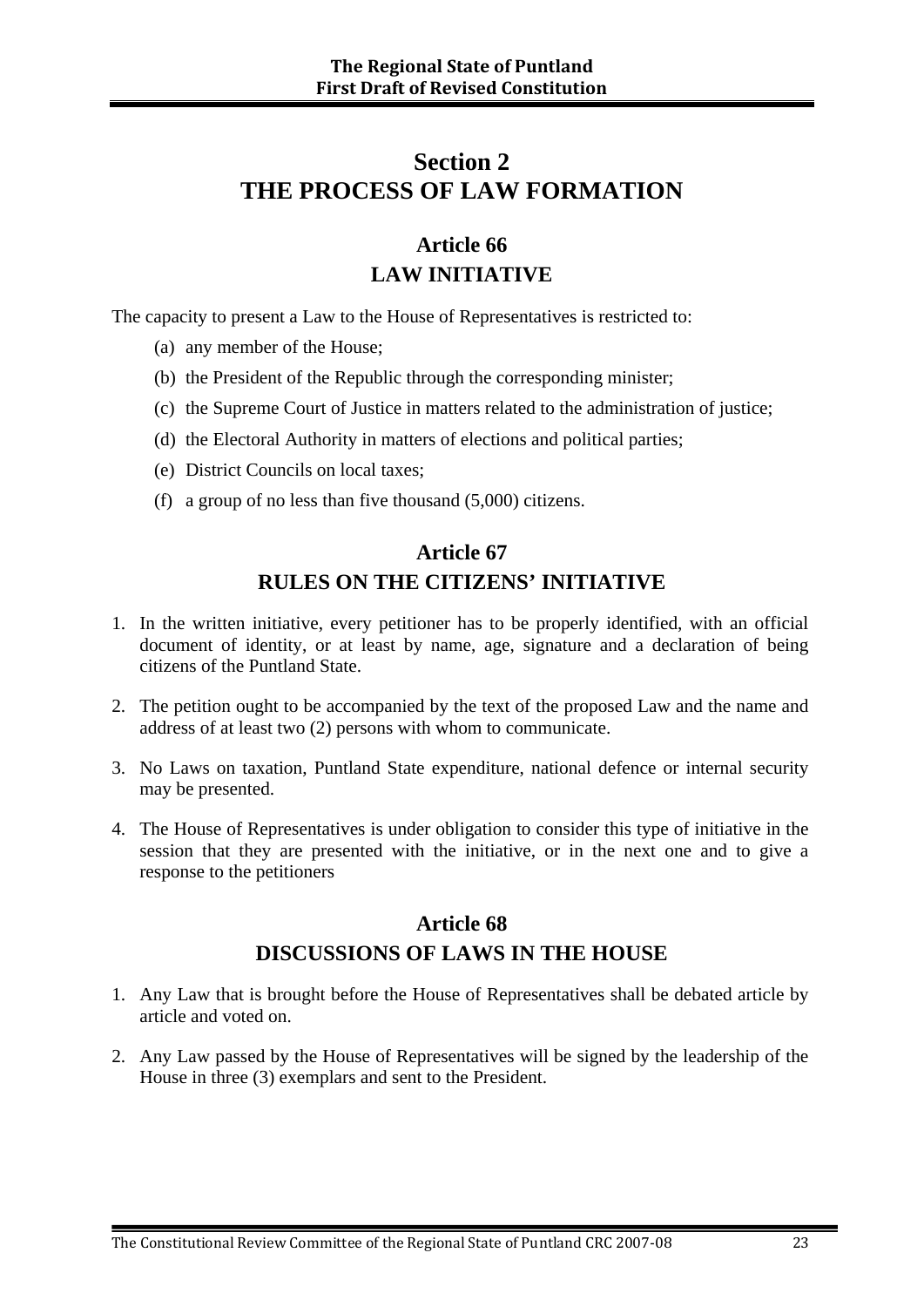# Section 2
# THE PROCESS OF LAW FORMATION

## Article 66
## LAW INITIATIVE

The capacity to present a Law to the House of Representatives is restricted to:

(a) any member of the House;

(b) the President of the Republic through the corresponding minister;

(c) the Supreme Court of Justice in matters related to the administration of justice;

(d) the Electoral Authority in matters of elections and political parties;

(e) District Councils on local taxes;

(f) a group of no less than five thousand (5,000) citizens.

## Article 67
## RULES ON THE CITIZENS' INITIATIVE

1. In the written initiative, every petitioner has to be properly identified, with an official document of identity, or at least by name, age, signature and a declaration of being citizens of the Puntland State.

2. The petition ought to be accompanied by the text of the proposed Law and the name and address of at least two (2) persons with whom to communicate.

3. No Laws on taxation, Puntland State expenditure, national defence or internal security may be presented.

4. The House of Representatives is under obligation to consider this type of initiative in the session that they are presented with the initiative, or in the next one and to give a response to the petitioners

## Article 68
## DISCUSSIONS OF LAWS IN THE HOUSE

1. Any Law that is brought before the House of Representatives shall be debated article by article and voted on.

2. Any Law passed by the House of Representatives will be signed by the leadership of the House in three (3) exemplars and sent to the President.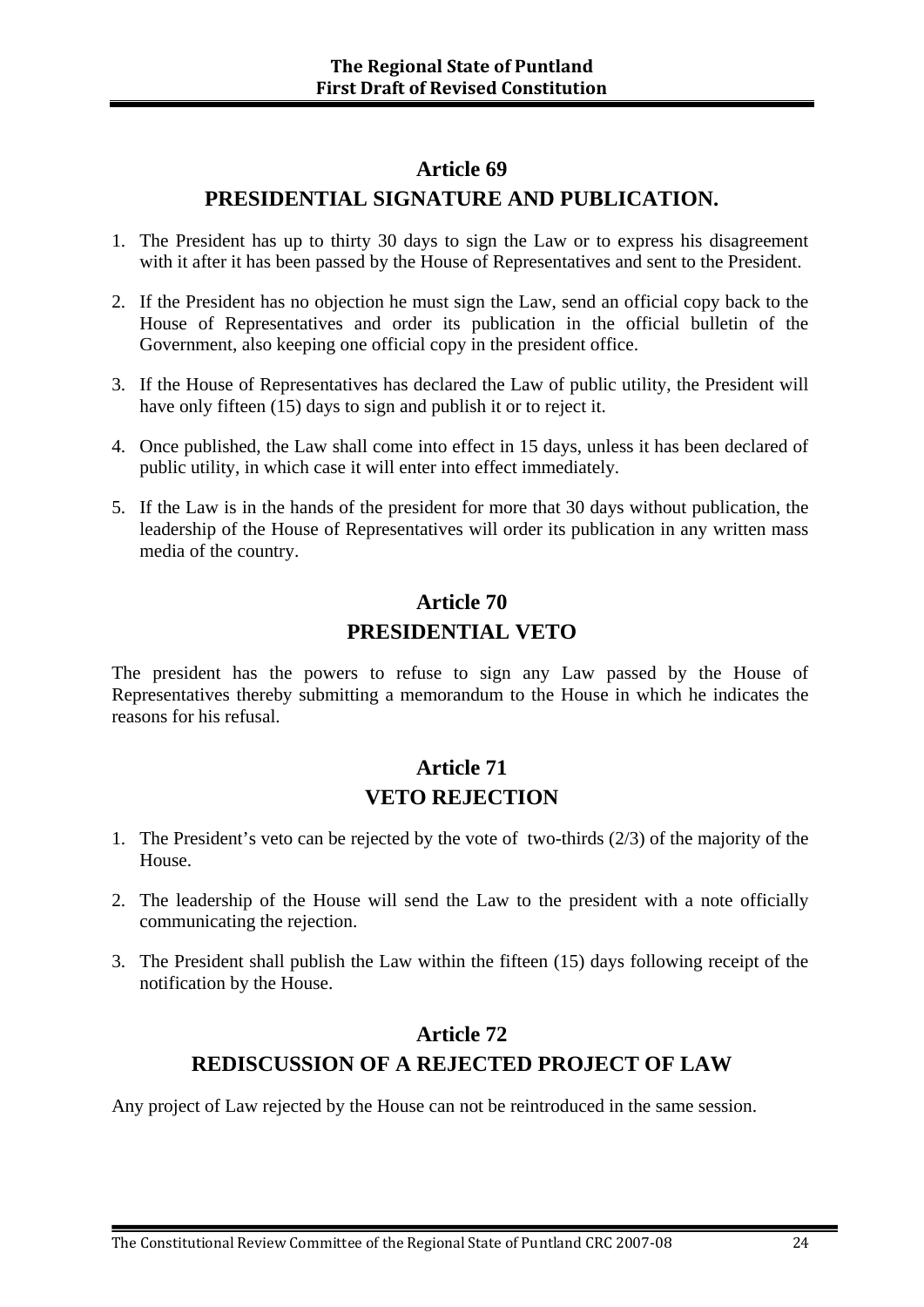## Article 69

## PRESIDENTIAL SIGNATURE AND PUBLICATION.

1. The President has up to thirty 30 days to sign the Law or to express his disagreement with it after it has been passed by the House of Representatives and sent to the President.
2. If the President has no objection he must sign the Law, send an official copy back to the House of Representatives and order its publication in the official bulletin of the Government, also keeping one official copy in the president office.
3. If the House of Representatives has declared the Law of public utility, the President will have only fifteen (15) days to sign and publish it or to reject it.
4. Once published, the Law shall come into effect in 15 days, unless it has been declared of public utility, in which case it will enter into effect immediately.
5. If the Law is in the hands of the president for more that 30 days without publication, the leadership of the House of Representatives will order its publication in any written mass media of the country.

## Article 70

## PRESIDENTIAL VETO

The president has the powers to refuse to sign any Law passed by the House of Representatives thereby submitting a memorandum to the House in which he indicates the reasons for his refusal.

## Article 71

## VETO REJECTION

1. The President's veto can be rejected by the vote of two-thirds (2/3) of the majority of the House.
2. The leadership of the House will send the Law to the president with a note officially communicating the rejection.
3. The President shall publish the Law within the fifteen (15) days following receipt of the notification by the House.

## Article 72

## REDISCUSSION OF A REJECTED PROJECT OF LAW

Any project of Law rejected by the House can not be reintroduced in the same session.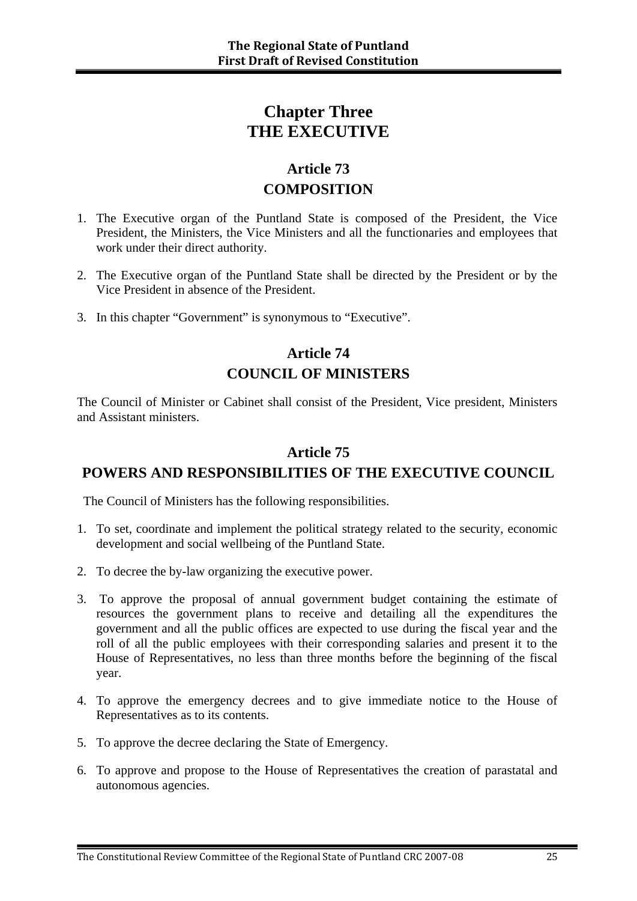# Chapter Three
# THE EXECUTIVE

## Article 73
## COMPOSITION

1. The Executive organ of the Puntland State is composed of the President, the Vice President, the Ministers, the Vice Ministers and all the functionaries and employees that work under their direct authority.

2. The Executive organ of the Puntland State shall be directed by the President or by the Vice President in absence of the President.

3. In this chapter "Government" is synonymous to "Executive".

## Article 74
## COUNCIL OF MINISTERS

The Council of Minister or Cabinet shall consist of the President, Vice president, Ministers and Assistant ministers.

## Article 75
## POWERS AND RESPONSIBILITIES OF THE EXECUTIVE COUNCIL

The Council of Ministers has the following responsibilities.

1. To set, coordinate and implement the political strategy related to the security, economic development and social wellbeing of the Puntland State.

2. To decree the by-law organizing the executive power.

3. To approve the proposal of annual government budget containing the estimate of resources the government plans to receive and detailing all the expenditures the government and all the public offices are expected to use during the fiscal year and the roll of all the public employees with their corresponding salaries and present it to the House of Representatives, no less than three months before the beginning of the fiscal year.

4. To approve the emergency decrees and to give immediate notice to the House of Representatives as to its contents.

5. To approve the decree declaring the State of Emergency.

6. To approve and propose to the House of Representatives the creation of parastatal and autonomous agencies.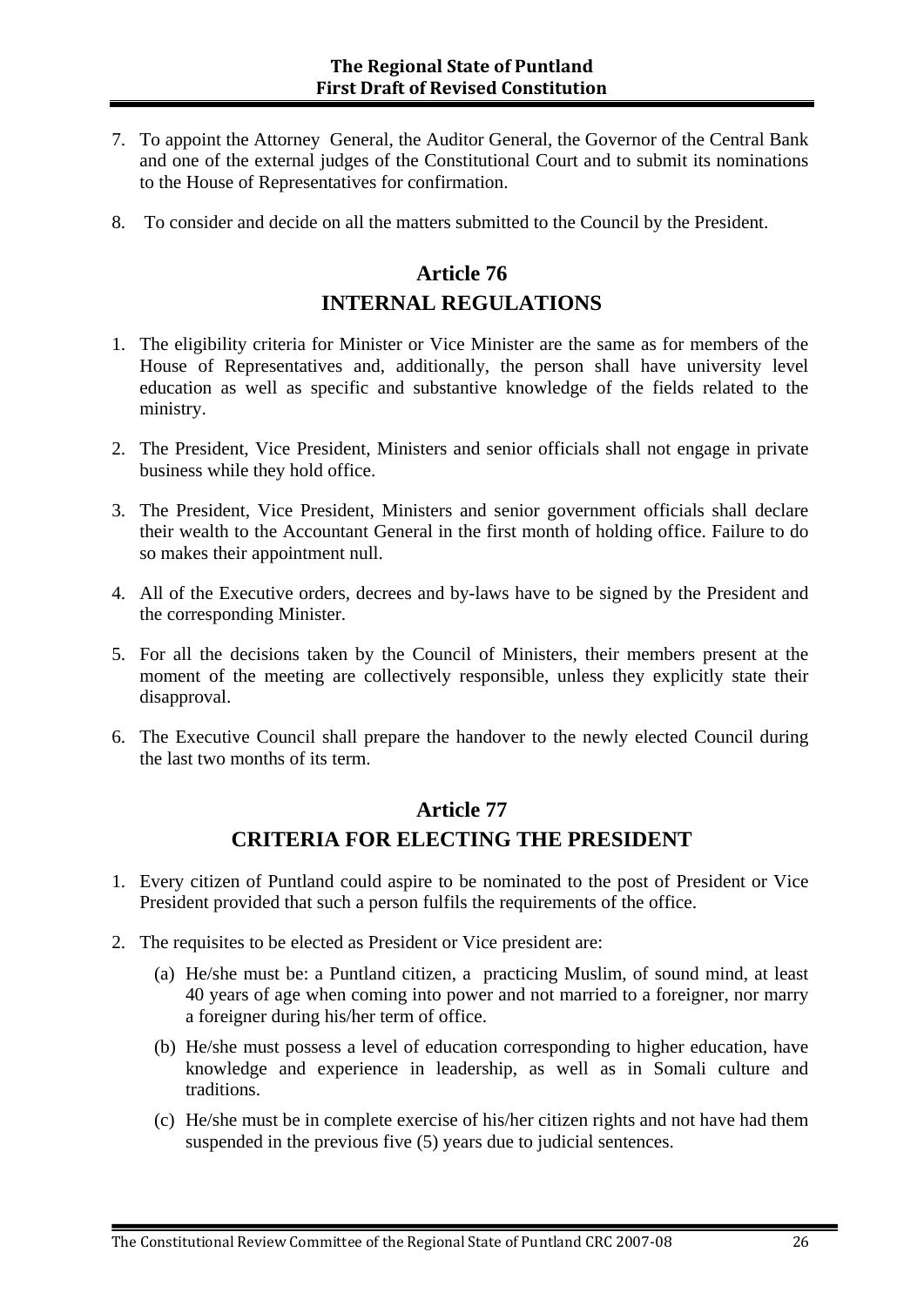7. To appoint the Attorney General, the Auditor General, the Governor of the Central Bank and one of the external judges of the Constitutional Court and to submit its nominations to the House of Representatives for confirmation.

8. To consider and decide on all the matters submitted to the Council by the President.

## Article 76
## INTERNAL REGULATIONS

1. The eligibility criteria for Minister or Vice Minister are the same as for members of the House of Representatives and, additionally, the person shall have university level education as well as specific and substantive knowledge of the fields related to the ministry.

2. The President, Vice President, Ministers and senior officials shall not engage in private business while they hold office.

3. The President, Vice President, Ministers and senior government officials shall declare their wealth to the Accountant General in the first month of holding office. Failure to do so makes their appointment null.

4. All of the Executive orders, decrees and by-laws have to be signed by the President and the corresponding Minister.

5. For all the decisions taken by the Council of Ministers, their members present at the moment of the meeting are collectively responsible, unless they explicitly state their disapproval.

6. The Executive Council shall prepare the handover to the newly elected Council during the last two months of its term.

## Article 77
## CRITERIA FOR ELECTING THE PRESIDENT

1. Every citizen of Puntland could aspire to be nominated to the post of President or Vice President provided that such a person fulfils the requirements of the office.

2. The requisites to be elected as President or Vice president are:

   (a) He/she must be: a Puntland citizen, a practicing Muslim, of sound mind, at least 40 years of age when coming into power and not married to a foreigner, nor marry a foreigner during his/her term of office.

   (b) He/she must possess a level of education corresponding to higher education, have knowledge and experience in leadership, as well as in Somali culture and traditions.

   (c) He/she must be in complete exercise of his/her citizen rights and not have had them suspended in the previous five (5) years due to judicial sentences.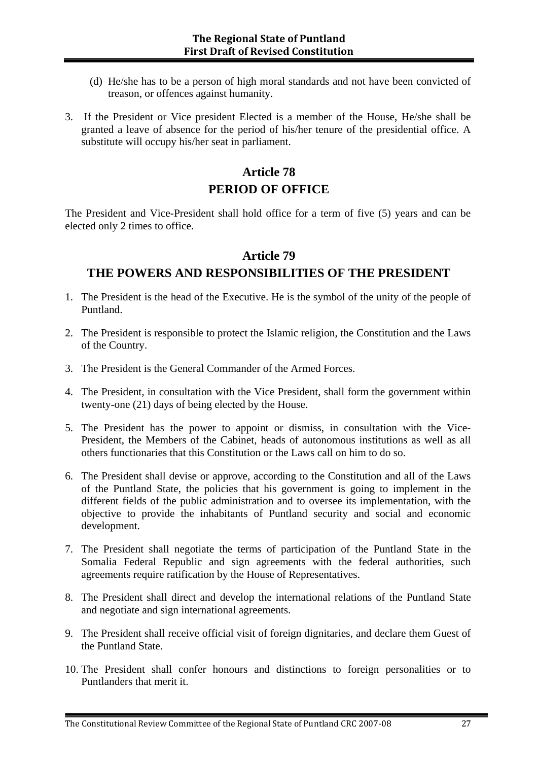(d) He/she has to be a person of high moral standards and not have been convicted of treason, or offences against humanity.

3. If the President or Vice president Elected is a member of the House, He/she shall be granted a leave of absence for the period of his/her tenure of the presidential office. A substitute will occupy his/her seat in parliament.

## Article 78
## PERIOD OF OFFICE

The President and Vice-President shall hold office for a term of five (5) years and can be elected only 2 times to office.

## Article 79
## THE POWERS AND RESPONSIBILITIES OF THE PRESIDENT

1. The President is the head of the Executive. He is the symbol of the unity of the people of Puntland.
2. The President is responsible to protect the Islamic religion, the Constitution and the Laws of the Country.
3. The President is the General Commander of the Armed Forces.
4. The President, in consultation with the Vice President, shall form the government within twenty-one (21) days of being elected by the House.
5. The President has the power to appoint or dismiss, in consultation with the Vice-President, the Members of the Cabinet, heads of autonomous institutions as well as all others functionaries that this Constitution or the Laws call on him to do so.
6. The President shall devise or approve, according to the Constitution and all of the Laws of the Puntland State, the policies that his government is going to implement in the different fields of the public administration and to oversee its implementation, with the objective to provide the inhabitants of Puntland security and social and economic development.
7. The President shall negotiate the terms of participation of the Puntland State in the Somalia Federal Republic and sign agreements with the federal authorities, such agreements require ratification by the House of Representatives.
8. The President shall direct and develop the international relations of the Puntland State and negotiate and sign international agreements.
9. The President shall receive official visit of foreign dignitaries, and declare them Guest of the Puntland State.
10. The President shall confer honours and distinctions to foreign personalities or to Puntlanders that merit it.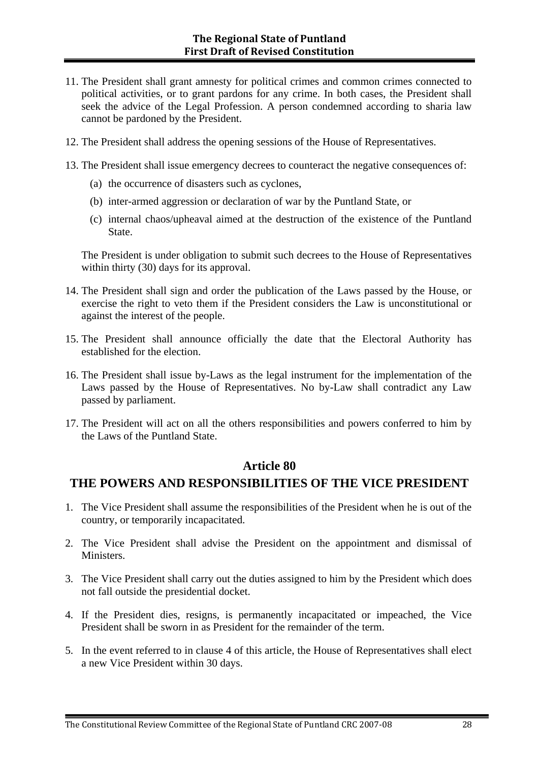11. The President shall grant amnesty for political crimes and common crimes connected to political activities, or to grant pardons for any crime. In both cases, the President shall seek the advice of the Legal Profession. A person condemned according to sharia law cannot be pardoned by the President.

12. The President shall address the opening sessions of the House of Representatives.

13. The President shall issue emergency decrees to counteract the negative consequences of:

    (a) the occurrence of disasters such as cyclones,

    (b) inter-armed aggression or declaration of war by the Puntland State, or

    (c) internal chaos/upheaval aimed at the destruction of the existence of the Puntland State.

    The President is under obligation to submit such decrees to the House of Representatives within thirty (30) days for its approval.

14. The President shall sign and order the publication of the Laws passed by the House, or exercise the right to veto them if the President considers the Law is unconstitutional or against the interest of the people.

15. The President shall announce officially the date that the Electoral Authority has established for the election.

16. The President shall issue by-Laws as the legal instrument for the implementation of the Laws passed by the House of Representatives. No by-Law shall contradict any Law passed by parliament.

17. The President will act on all the others responsibilities and powers conferred to him by the Laws of the Puntland State.

## Article 80

## THE POWERS AND RESPONSIBILITIES OF THE VICE PRESIDENT

1. The Vice President shall assume the responsibilities of the President when he is out of the country, or temporarily incapacitated.

2. The Vice President shall advise the President on the appointment and dismissal of Ministers.

3. The Vice President shall carry out the duties assigned to him by the President which does not fall outside the presidential docket.

4. If the President dies, resigns, is permanently incapacitated or impeached, the Vice President shall be sworn in as President for the remainder of the term.

5. In the event referred to in clause 4 of this article, the House of Representatives shall elect a new Vice President within 30 days.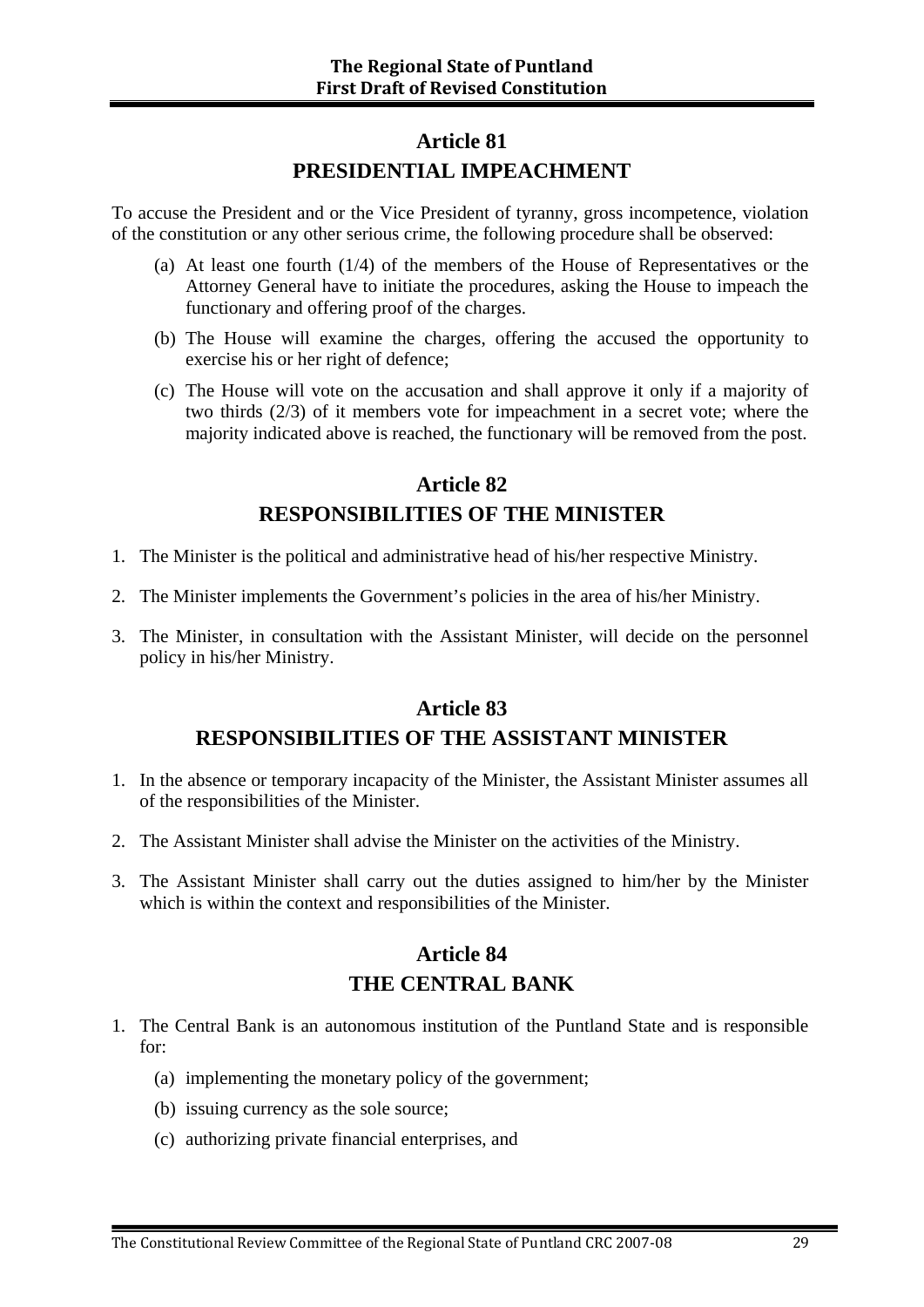## Article 81
## PRESIDENTIAL IMPEACHMENT

To accuse the President and or the Vice President of tyranny, gross incompetence, violation of the constitution or any other serious crime, the following procedure shall be observed:

(a) At least one fourth (1/4) of the members of the House of Representatives or the Attorney General have to initiate the procedures, asking the House to impeach the functionary and offering proof of the charges.

(b) The House will examine the charges, offering the accused the opportunity to exercise his or her right of defence;

(c) The House will vote on the accusation and shall approve it only if a majority of two thirds (2/3) of it members vote for impeachment in a secret vote; where the majority indicated above is reached, the functionary will be removed from the post.

## Article 82
## RESPONSIBILITIES OF THE MINISTER

1. The Minister is the political and administrative head of his/her respective Ministry.

2. The Minister implements the Government's policies in the area of his/her Ministry.

3. The Minister, in consultation with the Assistant Minister, will decide on the personnel policy in his/her Ministry.

## Article 83
## RESPONSIBILITIES OF THE ASSISTANT MINISTER

1. In the absence or temporary incapacity of the Minister, the Assistant Minister assumes all of the responsibilities of the Minister.

2. The Assistant Minister shall advise the Minister on the activities of the Ministry.

3. The Assistant Minister shall carry out the duties assigned to him/her by the Minister which is within the context and responsibilities of the Minister.

## Article 84
## THE CENTRAL BANK

1. The Central Bank is an autonomous institution of the Puntland State and is responsible for:

   (a) implementing the monetary policy of the government;

   (b) issuing currency as the sole source;

   (c) authorizing private financial enterprises, and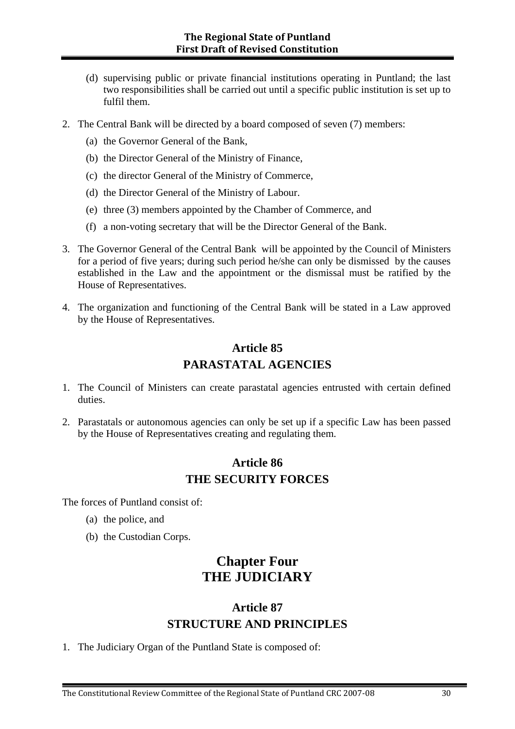(d) supervising public or private financial institutions operating in Puntland; the last two responsibilities shall be carried out until a specific public institution is set up to fulfil them.

2. The Central Bank will be directed by a board composed of seven (7) members:
   (a) the Governor General of the Bank,
   (b) the Director General of the Ministry of Finance,
   (c) the director General of the Ministry of Commerce,
   (d) the Director General of the Ministry of Labour.
   (e) three (3) members appointed by the Chamber of Commerce, and
   (f) a non-voting secretary that will be the Director General of the Bank.

3. The Governor General of the Central Bank will be appointed by the Council of Ministers for a period of five years; during such period he/she can only be dismissed by the causes established in the Law and the appointment or the dismissal must be ratified by the House of Representatives.

4. The organization and functioning of the Central Bank will be stated in a Law approved by the House of Representatives.

## Article 85
## PARASTATAL AGENCIES

1. The Council of Ministers can create parastatal agencies entrusted with certain defined duties.

2. Parastatals or autonomous agencies can only be set up if a specific Law has been passed by the House of Representatives creating and regulating them.

## Article 86
## THE SECURITY FORCES

The forces of Puntland consist of:

(a) the police, and
(b) the Custodian Corps.

# Chapter Four
# THE JUDICIARY

## Article 87
## STRUCTURE AND PRINCIPLES

1. The Judiciary Organ of the Puntland State is composed of: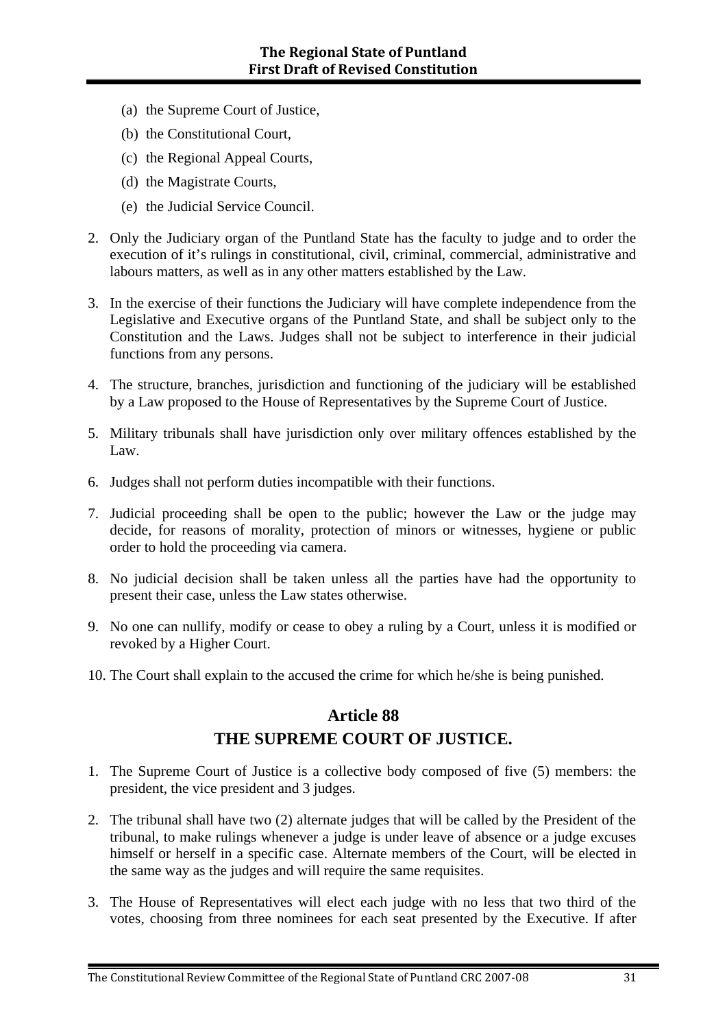(a) the Supreme Court of Justice,

(b) the Constitutional Court,

(c) the Regional Appeal Courts,

(d) the Magistrate Courts,

(e) the Judicial Service Council.

2. Only the Judiciary organ of the Puntland State has the faculty to judge and to order the execution of it's rulings in constitutional, civil, criminal, commercial, administrative and labours matters, as well as in any other matters established by the Law.

3. In the exercise of their functions the Judiciary will have complete independence from the Legislative and Executive organs of the Puntland State, and shall be subject only to the Constitution and the Laws. Judges shall not be subject to interference in their judicial functions from any persons.

4. The structure, branches, jurisdiction and functioning of the judiciary will be established by a Law proposed to the House of Representatives by the Supreme Court of Justice.

5. Military tribunals shall have jurisdiction only over military offences established by the Law.

6. Judges shall not perform duties incompatible with their functions.

7. Judicial proceeding shall be open to the public; however the Law or the judge may decide, for reasons of morality, protection of minors or witnesses, hygiene or public order to hold the proceeding via camera.

8. No judicial decision shall be taken unless all the parties have had the opportunity to present their case, unless the Law states otherwise.

9. No one can nullify, modify or cease to obey a ruling by a Court, unless it is modified or revoked by a Higher Court.

10. The Court shall explain to the accused the crime for which he/she is being punished.

## Article 88
## THE SUPREME COURT OF JUSTICE.

1. The Supreme Court of Justice is a collective body composed of five (5) members: the president, the vice president and 3 judges.

2. The tribunal shall have two (2) alternate judges that will be called by the President of the tribunal, to make rulings whenever a judge is under leave of absence or a judge excuses himself or herself in a specific case. Alternate members of the Court, will be elected in the same way as the judges and will require the same requisites.

3. The House of Representatives will elect each judge with no less that two third of the votes, choosing from three nominees for each seat presented by the Executive. If after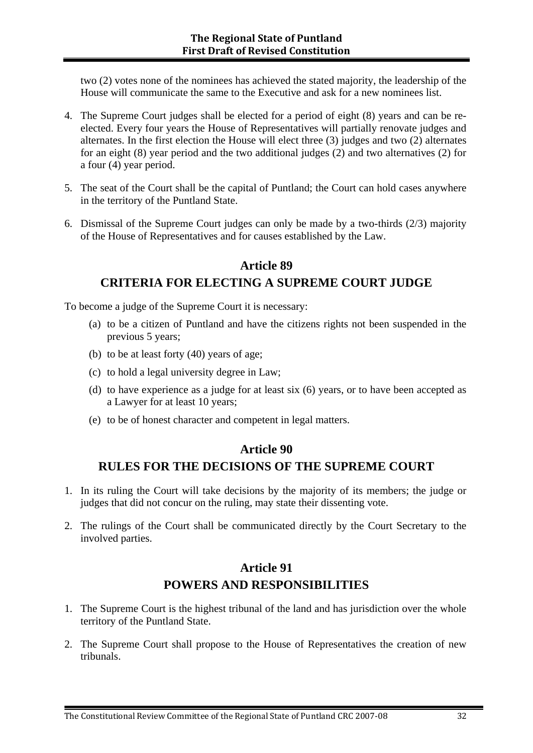two (2) votes none of the nominees has achieved the stated majority, the leadership of the House will communicate the same to the Executive and ask for a new nominees list.

4. The Supreme Court judges shall be elected for a period of eight (8) years and can be re-elected. Every four years the House of Representatives will partially renovate judges and alternates. In the first election the House will elect three (3) judges and two (2) alternates for an eight (8) year period and the two additional judges (2) and two alternatives (2) for a four (4) year period.

5. The seat of the Court shall be the capital of Puntland; the Court can hold cases anywhere in the territory of the Puntland State.

6. Dismissal of the Supreme Court judges can only be made by a two-thirds (2/3) majority of the House of Representatives and for causes established by the Law.

## Article 89
## CRITERIA FOR ELECTING A SUPREME COURT JUDGE

To become a judge of the Supreme Court it is necessary:

(a) to be a citizen of Puntland and have the citizens rights not been suspended in the previous 5 years;

(b) to be at least forty (40) years of age;

(c) to hold a legal university degree in Law;

(d) to have experience as a judge for at least six (6) years, or to have been accepted as a Lawyer for at least 10 years;

(e) to be of honest character and competent in legal matters.

## Article 90
## RULES FOR THE DECISIONS OF THE SUPREME COURT

1. In its ruling the Court will take decisions by the majority of its members; the judge or judges that did not concur on the ruling, may state their dissenting vote.

2. The rulings of the Court shall be communicated directly by the Court Secretary to the involved parties.

## Article 91
## POWERS AND RESPONSIBILITIES

1. The Supreme Court is the highest tribunal of the land and has jurisdiction over the whole territory of the Puntland State.

2. The Supreme Court shall propose to the House of Representatives the creation of new tribunals.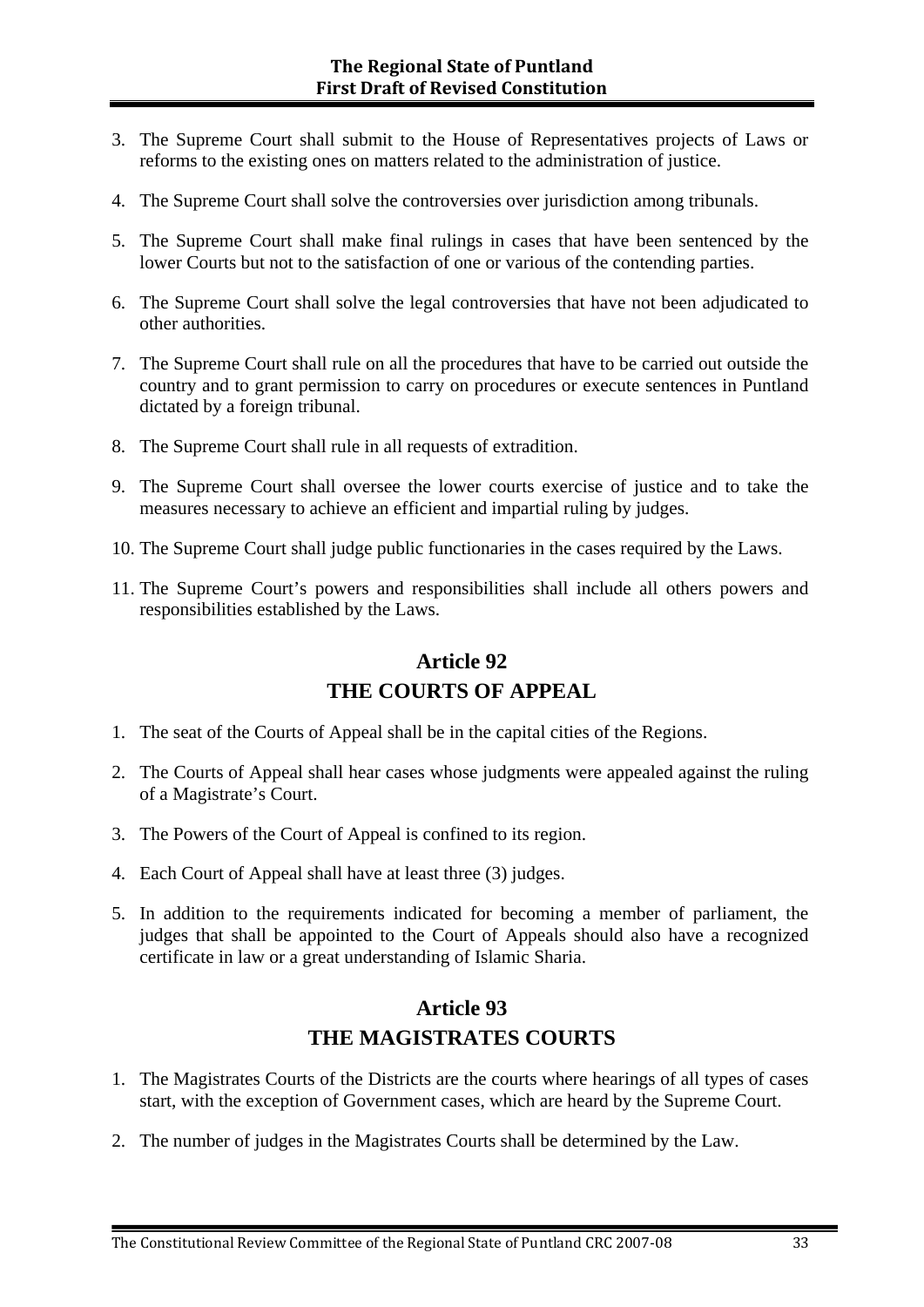3. The Supreme Court shall submit to the House of Representatives projects of Laws or reforms to the existing ones on matters related to the administration of justice.

4. The Supreme Court shall solve the controversies over jurisdiction among tribunals.

5. The Supreme Court shall make final rulings in cases that have been sentenced by the lower Courts but not to the satisfaction of one or various of the contending parties.

6. The Supreme Court shall solve the legal controversies that have not been adjudicated to other authorities.

7. The Supreme Court shall rule on all the procedures that have to be carried out outside the country and to grant permission to carry on procedures or execute sentences in Puntland dictated by a foreign tribunal.

8. The Supreme Court shall rule in all requests of extradition.

9. The Supreme Court shall oversee the lower courts exercise of justice and to take the measures necessary to achieve an efficient and impartial ruling by judges.

10. The Supreme Court shall judge public functionaries in the cases required by the Laws.

11. The Supreme Court's powers and responsibilities shall include all others powers and responsibilities established by the Laws.

## Article 92
## THE COURTS OF APPEAL

1. The seat of the Courts of Appeal shall be in the capital cities of the Regions.

2. The Courts of Appeal shall hear cases whose judgments were appealed against the ruling of a Magistrate's Court.

3. The Powers of the Court of Appeal is confined to its region.

4. Each Court of Appeal shall have at least three (3) judges.

5. In addition to the requirements indicated for becoming a member of parliament, the judges that shall be appointed to the Court of Appeals should also have a recognized certificate in law or a great understanding of Islamic Sharia.

## Article 93
## THE MAGISTRATES COURTS

1. The Magistrates Courts of the Districts are the courts where hearings of all types of cases start, with the exception of Government cases, which are heard by the Supreme Court.

2. The number of judges in the Magistrates Courts shall be determined by the Law.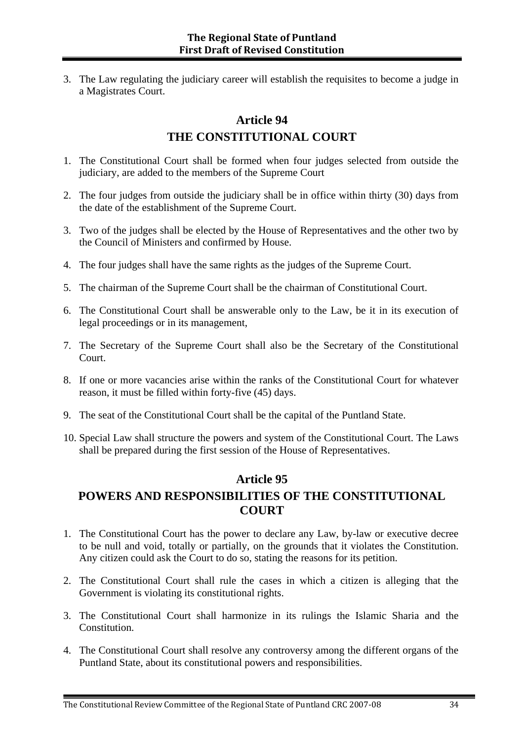3. The Law regulating the judiciary career will establish the requisites to become a judge in a Magistrates Court.

## Article 94
## THE CONSTITUTIONAL COURT

1. The Constitutional Court shall be formed when four judges selected from outside the judiciary, are added to the members of the Supreme Court
2. The four judges from outside the judiciary shall be in office within thirty (30) days from the date of the establishment of the Supreme Court.
3. Two of the judges shall be elected by the House of Representatives and the other two by the Council of Ministers and confirmed by House.
4. The four judges shall have the same rights as the judges of the Supreme Court.
5. The chairman of the Supreme Court shall be the chairman of Constitutional Court.
6. The Constitutional Court shall be answerable only to the Law, be it in its execution of legal proceedings or in its management,
7. The Secretary of the Supreme Court shall also be the Secretary of the Constitutional Court.
8. If one or more vacancies arise within the ranks of the Constitutional Court for whatever reason, it must be filled within forty-five (45) days.
9. The seat of the Constitutional Court shall be the capital of the Puntland State.
10. Special Law shall structure the powers and system of the Constitutional Court. The Laws shall be prepared during the first session of the House of Representatives.

## Article 95
## POWERS AND RESPONSIBILITIES OF THE CONSTITUTIONAL COURT

1. The Constitutional Court has the power to declare any Law, by-law or executive decree to be null and void, totally or partially, on the grounds that it violates the Constitution. Any citizen could ask the Court to do so, stating the reasons for its petition.
2. The Constitutional Court shall rule the cases in which a citizen is alleging that the Government is violating its constitutional rights.
3. The Constitutional Court shall harmonize in its rulings the Islamic Sharia and the Constitution.
4. The Constitutional Court shall resolve any controversy among the different organs of the Puntland State, about its constitutional powers and responsibilities.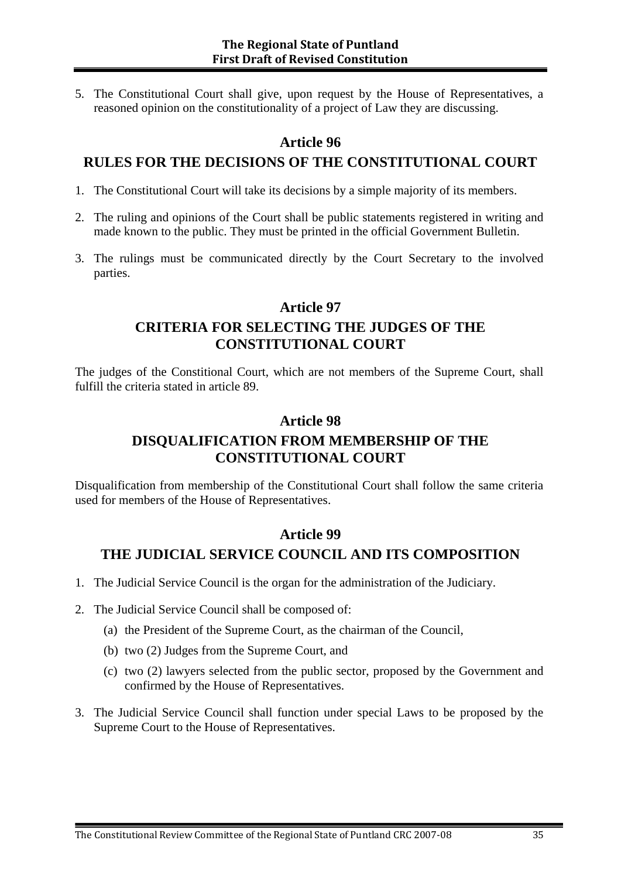5. The Constitutional Court shall give, upon request by the House of Representatives, a reasoned opinion on the constitutionality of a project of Law they are discussing.

## Article 96

## RULES FOR THE DECISIONS OF THE CONSTITUTIONAL COURT

1. The Constitutional Court will take its decisions by a simple majority of its members.
2. The ruling and opinions of the Court shall be public statements registered in writing and made known to the public. They must be printed in the official Government Bulletin.
3. The rulings must be communicated directly by the Court Secretary to the involved parties.

## Article 97

## CRITERIA FOR SELECTING THE JUDGES OF THE CONSTITUTIONAL COURT

The judges of the Constitional Court, which are not members of the Supreme Court, shall fulfill the criteria stated in article 89.

## Article 98

## DISQUALIFICATION FROM MEMBERSHIP OF THE CONSTITUTIONAL COURT

Disqualification from membership of the Constitutional Court shall follow the same criteria used for members of the House of Representatives.

## Article 99

## THE JUDICIAL SERVICE COUNCIL AND ITS COMPOSITION

1. The Judicial Service Council is the organ for the administration of the Judiciary.
2. The Judicial Service Council shall be composed of:
   (a) the President of the Supreme Court, as the chairman of the Council,
   (b) two (2) Judges from the Supreme Court, and
   (c) two (2) lawyers selected from the public sector, proposed by the Government and confirmed by the House of Representatives.
3. The Judicial Service Council shall function under special Laws to be proposed by the Supreme Court to the House of Representatives.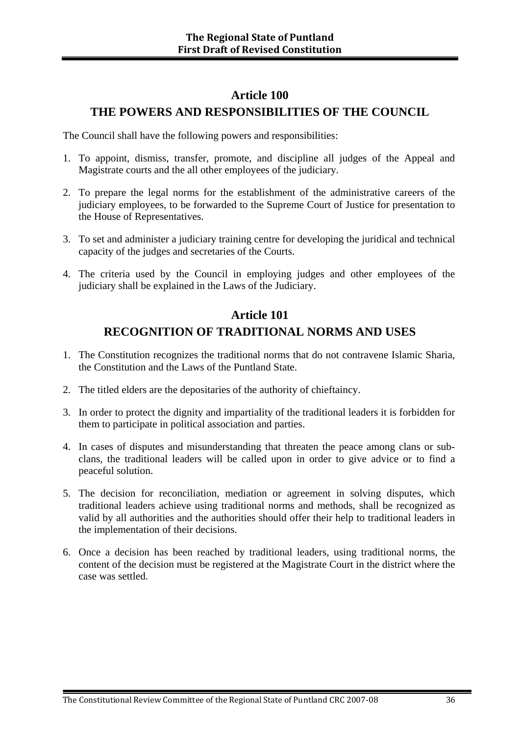## Article 100

## THE POWERS AND RESPONSIBILITIES OF THE COUNCIL

The Council shall have the following powers and responsibilities:

1. To appoint, dismiss, transfer, promote, and discipline all judges of the Appeal and Magistrate courts and the all other employees of the judiciary.
2. To prepare the legal norms for the establishment of the administrative careers of the judiciary employees, to be forwarded to the Supreme Court of Justice for presentation to the House of Representatives.
3. To set and administer a judiciary training centre for developing the juridical and technical capacity of the judges and secretaries of the Courts.
4. The criteria used by the Council in employing judges and other employees of the judiciary shall be explained in the Laws of the Judiciary.

## Article 101

## RECOGNITION OF TRADITIONAL NORMS AND USES

1. The Constitution recognizes the traditional norms that do not contravene Islamic Sharia, the Constitution and the Laws of the Puntland State.
2. The titled elders are the depositaries of the authority of chieftaincy.
3. In order to protect the dignity and impartiality of the traditional leaders it is forbidden for them to participate in political association and parties.
4. In cases of disputes and misunderstanding that threaten the peace among clans or sub-clans, the traditional leaders will be called upon in order to give advice or to find a peaceful solution.
5. The decision for reconciliation, mediation or agreement in solving disputes, which traditional leaders achieve using traditional norms and methods, shall be recognized as valid by all authorities and the authorities should offer their help to traditional leaders in the implementation of their decisions.
6. Once a decision has been reached by traditional leaders, using traditional norms, the content of the decision must be registered at the Magistrate Court in the district where the case was settled.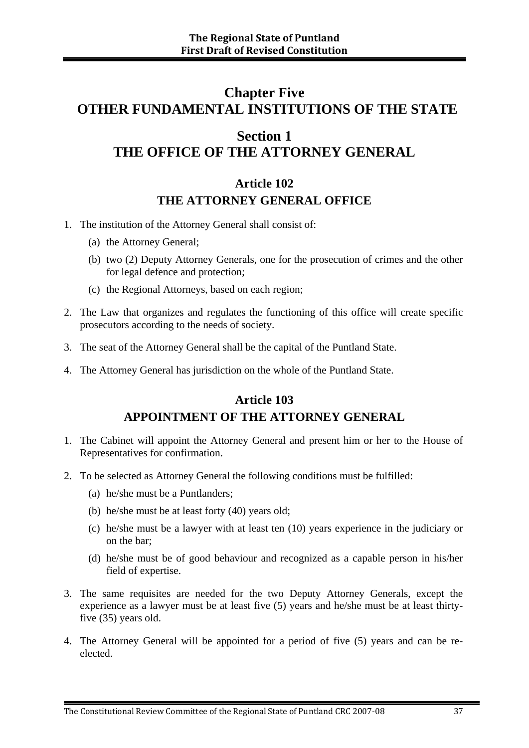# Chapter Five
# OTHER FUNDAMENTAL INSTITUTIONS OF THE STATE

## Section 1
## THE OFFICE OF THE ATTORNEY GENERAL

### Article 102
### THE ATTORNEY GENERAL OFFICE

1. The institution of the Attorney General shall consist of:
   - (a) the Attorney General;
   - (b) two (2) Deputy Attorney Generals, one for the prosecution of crimes and the other for legal defence and protection;
   - (c) the Regional Attorneys, based on each region;
2. The Law that organizes and regulates the functioning of this office will create specific prosecutors according to the needs of society.
3. The seat of the Attorney General shall be the capital of the Puntland State.
4. The Attorney General has jurisdiction on the whole of the Puntland State.

### Article 103
### APPOINTMENT OF THE ATTORNEY GENERAL

1. The Cabinet will appoint the Attorney General and present him or her to the House of Representatives for confirmation.
2. To be selected as Attorney General the following conditions must be fulfilled:
   - (a) he/she must be a Puntlanders;
   - (b) he/she must be at least forty (40) years old;
   - (c) he/she must be a lawyer with at least ten (10) years experience in the judiciary or on the bar;
   - (d) he/she must be of good behaviour and recognized as a capable person in his/her field of expertise.
3. The same requisites are needed for the two Deputy Attorney Generals, except the experience as a lawyer must be at least five (5) years and he/she must be at least thirty-five (35) years old.
4. The Attorney General will be appointed for a period of five (5) years and can be re-elected.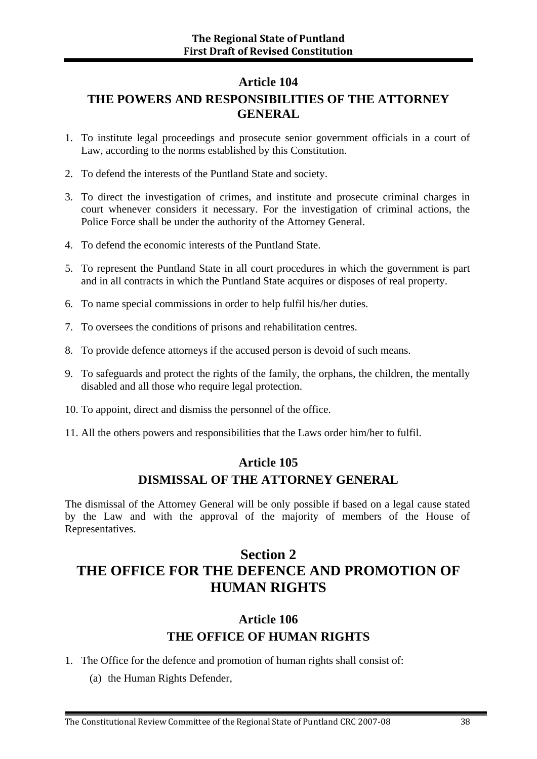## Article 104

## THE POWERS AND RESPONSIBILITIES OF THE ATTORNEY GENERAL

1. To institute legal proceedings and prosecute senior government officials in a court of Law, according to the norms established by this Constitution.
2. To defend the interests of the Puntland State and society.
3. To direct the investigation of crimes, and institute and prosecute criminal charges in court whenever considers it necessary. For the investigation of criminal actions, the Police Force shall be under the authority of the Attorney General.
4. To defend the economic interests of the Puntland State.
5. To represent the Puntland State in all court procedures in which the government is part and in all contracts in which the Puntland State acquires or disposes of real property.
6. To name special commissions in order to help fulfil his/her duties.
7. To oversees the conditions of prisons and rehabilitation centres.
8. To provide defence attorneys if the accused person is devoid of such means.
9. To safeguards and protect the rights of the family, the orphans, the children, the mentally disabled and all those who require legal protection.
10. To appoint, direct and dismiss the personnel of the office.
11. All the others powers and responsibilities that the Laws order him/her to fulfil.

## Article 105

## DISMISSAL OF THE ATTORNEY GENERAL

The dismissal of the Attorney General will be only possible if based on a legal cause stated by the Law and with the approval of the majority of members of the House of Representatives.

# Section 2

# THE OFFICE FOR THE DEFENCE AND PROMOTION OF HUMAN RIGHTS

## Article 106

## THE OFFICE OF HUMAN RIGHTS

1. The Office for the defence and promotion of human rights shall consist of:
   (a) the Human Rights Defender,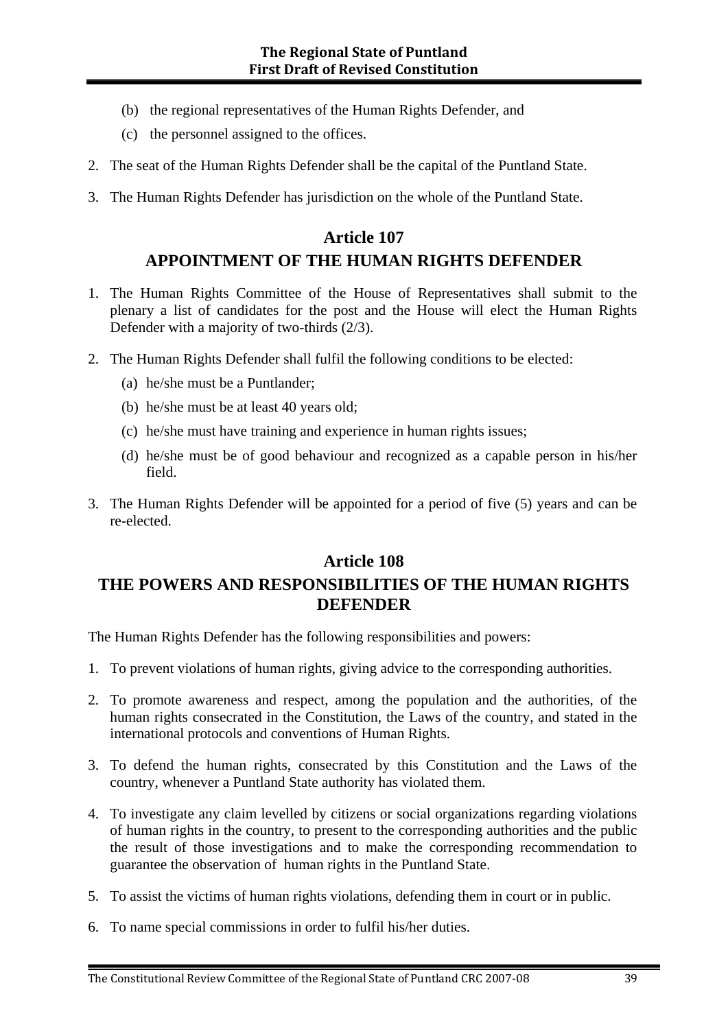(b) the regional representatives of the Human Rights Defender, and

(c) the personnel assigned to the offices.

2. The seat of the Human Rights Defender shall be the capital of the Puntland State.
3. The Human Rights Defender has jurisdiction on the whole of the Puntland State.

## Article 107
## APPOINTMENT OF THE HUMAN RIGHTS DEFENDER

1. The Human Rights Committee of the House of Representatives shall submit to the plenary a list of candidates for the post and the House will elect the Human Rights Defender with a majority of two-thirds (2/3).
2. The Human Rights Defender shall fulfil the following conditions to be elected:
   - (a) he/she must be a Puntlander;
   - (b) he/she must be at least 40 years old;
   - (c) he/she must have training and experience in human rights issues;
   - (d) he/she must be of good behaviour and recognized as a capable person in his/her field.
3. The Human Rights Defender will be appointed for a period of five (5) years and can be re-elected.

## Article 108
## THE POWERS AND RESPONSIBILITIES OF THE HUMAN RIGHTS DEFENDER

The Human Rights Defender has the following responsibilities and powers:

1. To prevent violations of human rights, giving advice to the corresponding authorities.
2. To promote awareness and respect, among the population and the authorities, of the human rights consecrated in the Constitution, the Laws of the country, and stated in the international protocols and conventions of Human Rights.
3. To defend the human rights, consecrated by this Constitution and the Laws of the country, whenever a Puntland State authority has violated them.
4. To investigate any claim levelled by citizens or social organizations regarding violations of human rights in the country, to present to the corresponding authorities and the public the result of those investigations and to make the corresponding recommendation to guarantee the observation of human rights in the Puntland State.
5. To assist the victims of human rights violations, defending them in court or in public.
6. To name special commissions in order to fulfil his/her duties.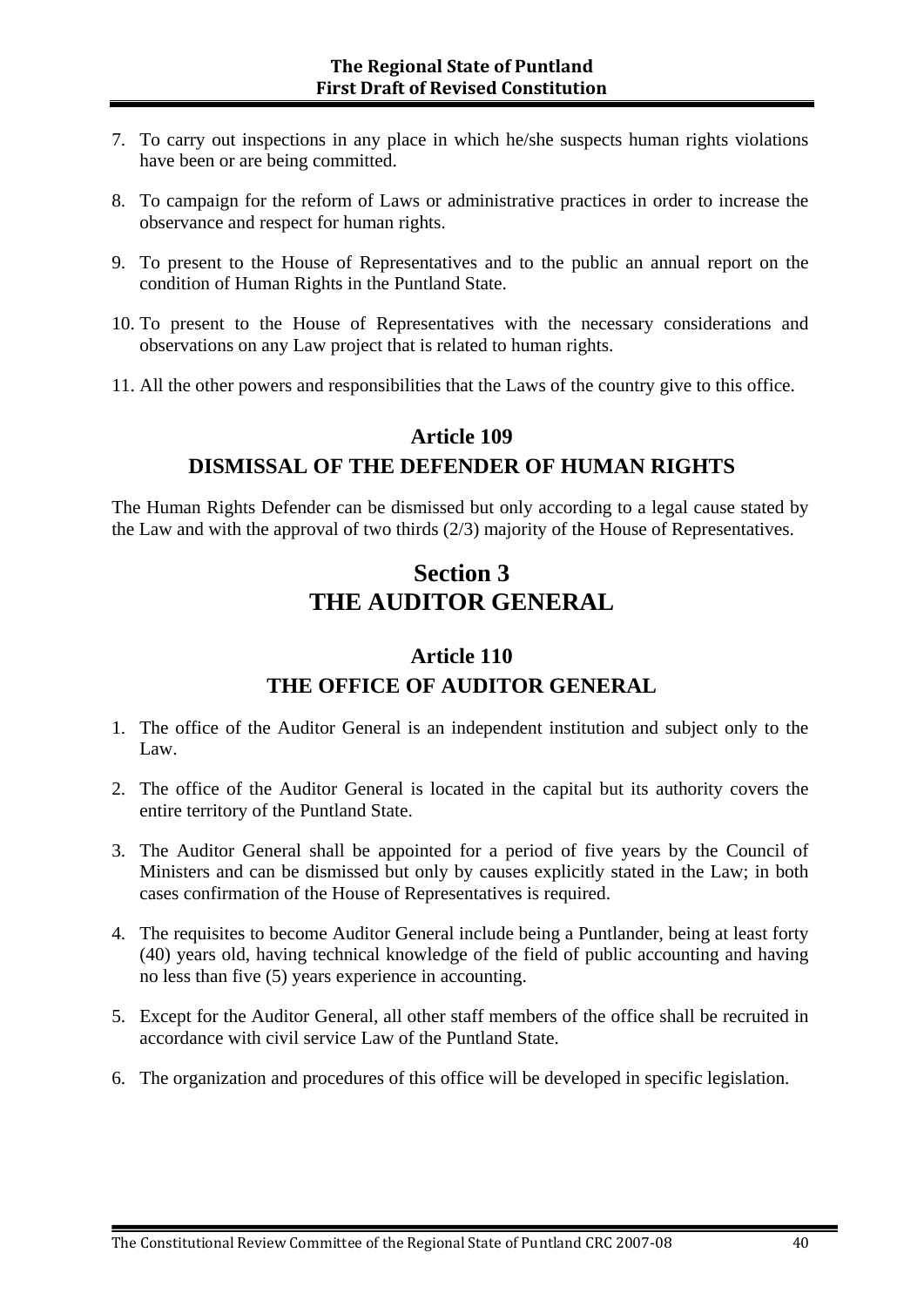7. To carry out inspections in any place in which he/she suspects human rights violations have been or are being committed.

8. To campaign for the reform of Laws or administrative practices in order to increase the observance and respect for human rights.

9. To present to the House of Representatives and to the public an annual report on the condition of Human Rights in the Puntland State.

10. To present to the House of Representatives with the necessary considerations and observations on any Law project that is related to human rights.

11. All the other powers and responsibilities that the Laws of the country give to this office.

### Article 109
### DISMISSAL OF THE DEFENDER OF HUMAN RIGHTS

The Human Rights Defender can be dismissed but only according to a legal cause stated by the Law and with the approval of two thirds (2/3) majority of the House of Representatives.

## Section 3
## THE AUDITOR GENERAL

### Article 110
### THE OFFICE OF AUDITOR GENERAL

1. The office of the Auditor General is an independent institution and subject only to the Law.

2. The office of the Auditor General is located in the capital but its authority covers the entire territory of the Puntland State.

3. The Auditor General shall be appointed for a period of five years by the Council of Ministers and can be dismissed but only by causes explicitly stated in the Law; in both cases confirmation of the House of Representatives is required.

4. The requisites to become Auditor General include being a Puntlander, being at least forty (40) years old, having technical knowledge of the field of public accounting and having no less than five (5) years experience in accounting.

5. Except for the Auditor General, all other staff members of the office shall be recruited in accordance with civil service Law of the Puntland State.

6. The organization and procedures of this office will be developed in specific legislation.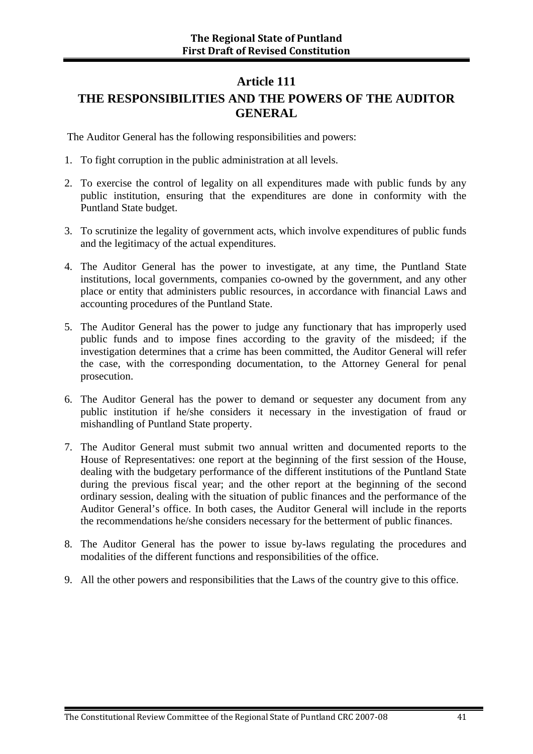## Article 111

## THE RESPONSIBILITIES AND THE POWERS OF THE AUDITOR GENERAL

The Auditor General has the following responsibilities and powers:

1. To fight corruption in the public administration at all levels.
2. To exercise the control of legality on all expenditures made with public funds by any public institution, ensuring that the expenditures are done in conformity with the Puntland State budget.
3. To scrutinize the legality of government acts, which involve expenditures of public funds and the legitimacy of the actual expenditures.
4. The Auditor General has the power to investigate, at any time, the Puntland State institutions, local governments, companies co-owned by the government, and any other place or entity that administers public resources, in accordance with financial Laws and accounting procedures of the Puntland State.
5. The Auditor General has the power to judge any functionary that has improperly used public funds and to impose fines according to the gravity of the misdeed; if the investigation determines that a crime has been committed, the Auditor General will refer the case, with the corresponding documentation, to the Attorney General for penal prosecution.
6. The Auditor General has the power to demand or sequester any document from any public institution if he/she considers it necessary in the investigation of fraud or mishandling of Puntland State property.
7. The Auditor General must submit two annual written and documented reports to the House of Representatives: one report at the beginning of the first session of the House, dealing with the budgetary performance of the different institutions of the Puntland State during the previous fiscal year; and the other report at the beginning of the second ordinary session, dealing with the situation of public finances and the performance of the Auditor General's office. In both cases, the Auditor General will include in the reports the recommendations he/she considers necessary for the betterment of public finances.
8. The Auditor General has the power to issue by-laws regulating the procedures and modalities of the different functions and responsibilities of the office.
9. All the other powers and responsibilities that the Laws of the country give to this office.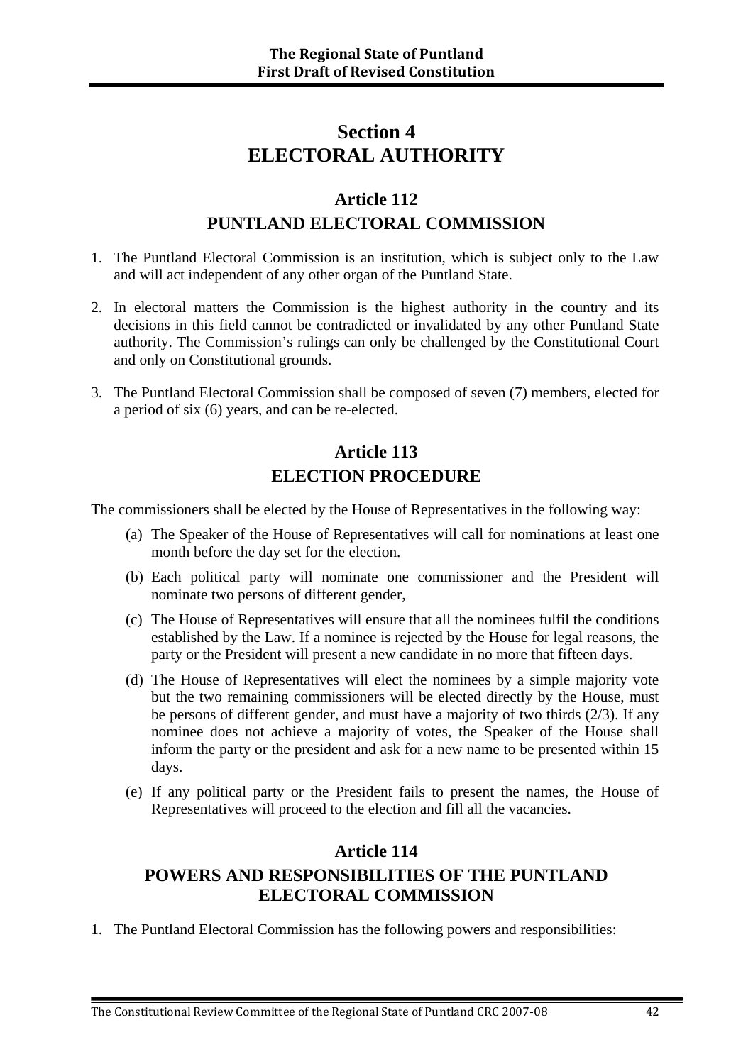# Section 4
# ELECTORAL AUTHORITY

## Article 112
## PUNTLAND ELECTORAL COMMISSION

1. The Puntland Electoral Commission is an institution, which is subject only to the Law and will act independent of any other organ of the Puntland State.

2. In electoral matters the Commission is the highest authority in the country and its decisions in this field cannot be contradicted or invalidated by any other Puntland State authority. The Commission's rulings can only be challenged by the Constitutional Court and only on Constitutional grounds.

3. The Puntland Electoral Commission shall be composed of seven (7) members, elected for a period of six (6) years, and can be re-elected.

## Article 113
## ELECTION PROCEDURE

The commissioners shall be elected by the House of Representatives in the following way:

(a) The Speaker of the House of Representatives will call for nominations at least one month before the day set for the election.

(b) Each political party will nominate one commissioner and the President will nominate two persons of different gender,

(c) The House of Representatives will ensure that all the nominees fulfil the conditions established by the Law. If a nominee is rejected by the House for legal reasons, the party or the President will present a new candidate in no more that fifteen days.

(d) The House of Representatives will elect the nominees by a simple majority vote but the two remaining commissioners will be elected directly by the House, must be persons of different gender, and must have a majority of two thirds (2/3). If any nominee does not achieve a majority of votes, the Speaker of the House shall inform the party or the president and ask for a new name to be presented within 15 days.

(e) If any political party or the President fails to present the names, the House of Representatives will proceed to the election and fill all the vacancies.

## Article 114
## POWERS AND RESPONSIBILITIES OF THE PUNTLAND ELECTORAL COMMISSION

1. The Puntland Electoral Commission has the following powers and responsibilities: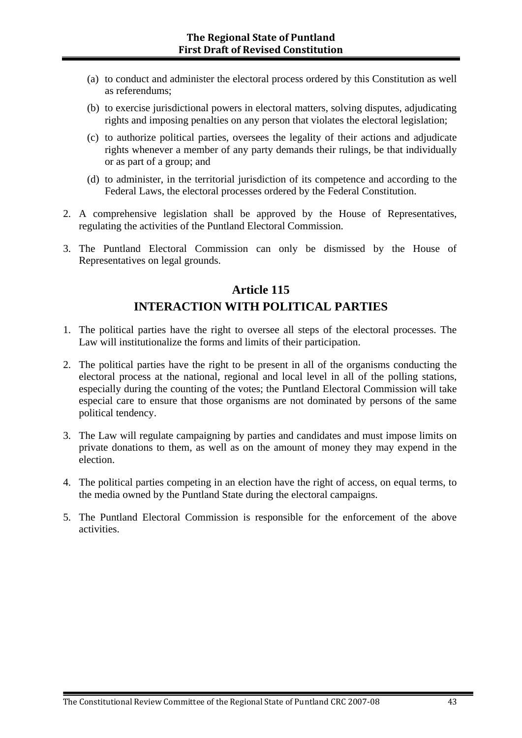(a) to conduct and administer the electoral process ordered by this Constitution as well as referendums;

(b) to exercise jurisdictional powers in electoral matters, solving disputes, adjudicating rights and imposing penalties on any person that violates the electoral legislation;

(c) to authorize political parties, oversees the legality of their actions and adjudicate rights whenever a member of any party demands their rulings, be that individually or as part of a group; and

(d) to administer, in the territorial jurisdiction of its competence and according to the Federal Laws, the electoral processes ordered by the Federal Constitution.

2. A comprehensive legislation shall be approved by the House of Representatives, regulating the activities of the Puntland Electoral Commission.

3. The Puntland Electoral Commission can only be dismissed by the House of Representatives on legal grounds.

## Article 115
## INTERACTION WITH POLITICAL PARTIES

1. The political parties have the right to oversee all steps of the electoral processes. The Law will institutionalize the forms and limits of their participation.

2. The political parties have the right to be present in all of the organisms conducting the electoral process at the national, regional and local level in all of the polling stations, especially during the counting of the votes; the Puntland Electoral Commission will take especial care to ensure that those organisms are not dominated by persons of the same political tendency.

3. The Law will regulate campaigning by parties and candidates and must impose limits on private donations to them, as well as on the amount of money they may expend in the election.

4. The political parties competing in an election have the right of access, on equal terms, to the media owned by the Puntland State during the electoral campaigns.

5. The Puntland Electoral Commission is responsible for the enforcement of the above activities.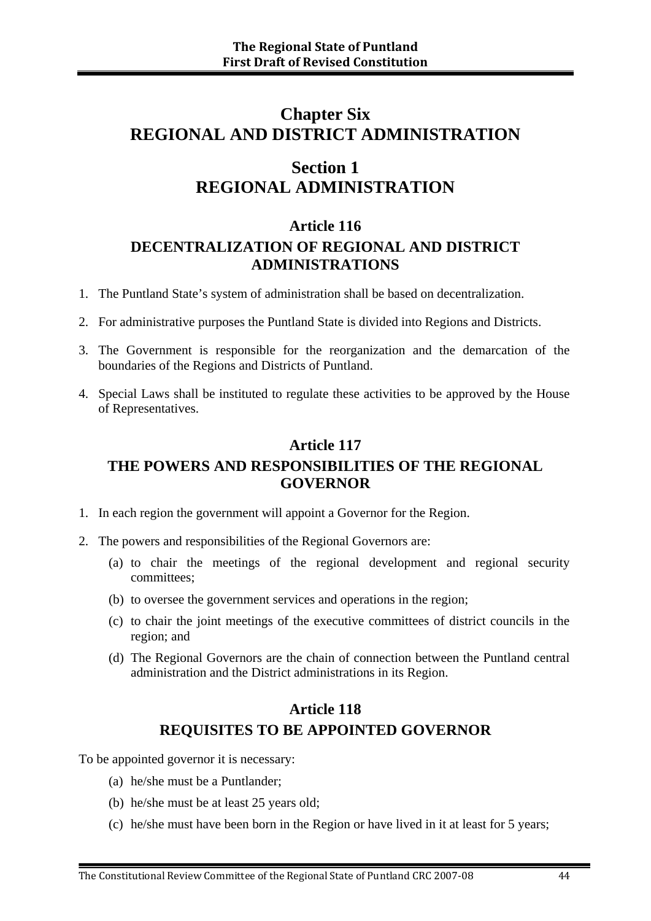# Chapter Six
# REGIONAL AND DISTRICT ADMINISTRATION

## Section 1
## REGIONAL ADMINISTRATION

### Article 116
### DECENTRALIZATION OF REGIONAL AND DISTRICT ADMINISTRATIONS

1. The Puntland State's system of administration shall be based on decentralization.
2. For administrative purposes the Puntland State is divided into Regions and Districts.
3. The Government is responsible for the reorganization and the demarcation of the boundaries of the Regions and Districts of Puntland.
4. Special Laws shall be instituted to regulate these activities to be approved by the House of Representatives.

### Article 117
### THE POWERS AND RESPONSIBILITIES OF THE REGIONAL GOVERNOR

1. In each region the government will appoint a Governor for the Region.
2. The powers and responsibilities of the Regional Governors are:
   (a) to chair the meetings of the regional development and regional security committees;
   (b) to oversee the government services and operations in the region;
   (c) to chair the joint meetings of the executive committees of district councils in the region; and
   (d) The Regional Governors are the chain of connection between the Puntland central administration and the District administrations in its Region.

### Article 118
### REQUISITES TO BE APPOINTED GOVERNOR

To be appointed governor it is necessary:

(a) he/she must be a Puntlander;
(b) he/she must be at least 25 years old;
(c) he/she must have been born in the Region or have lived in it at least for 5 years;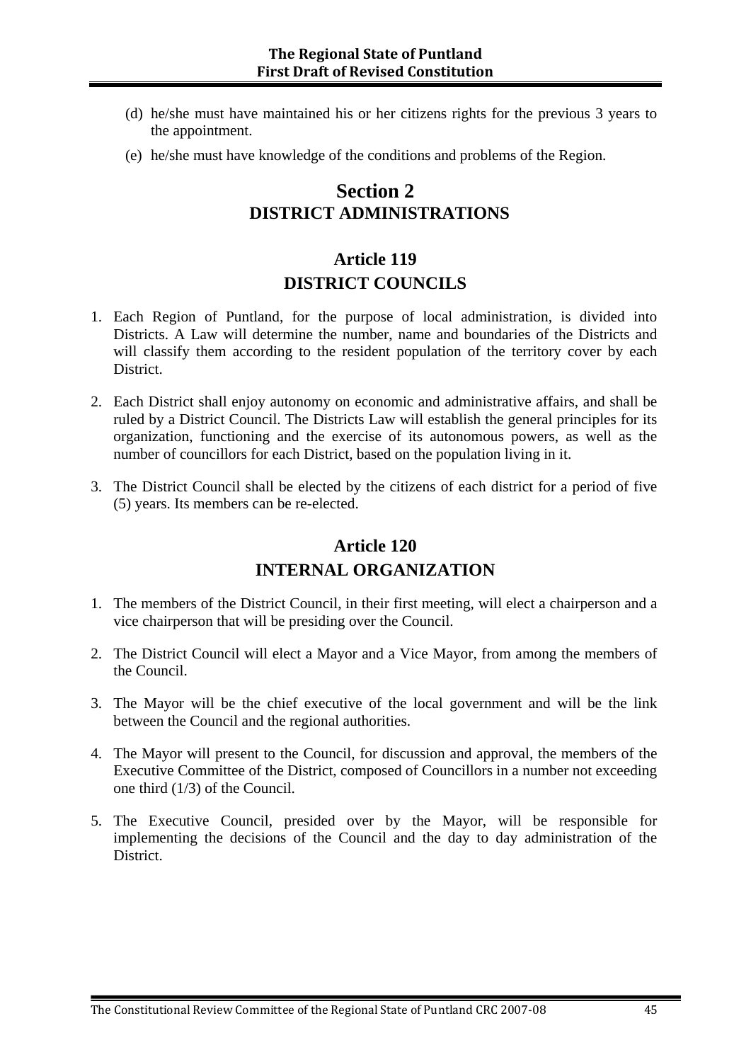(d) he/she must have maintained his or her citizens rights for the previous 3 years to the appointment.

(e) he/she must have knowledge of the conditions and problems of the Region.

## Section 2
## DISTRICT ADMINISTRATIONS

### Article 119
### DISTRICT COUNCILS

1. Each Region of Puntland, for the purpose of local administration, is divided into Districts. A Law will determine the number, name and boundaries of the Districts and will classify them according to the resident population of the territory cover by each District.

2. Each District shall enjoy autonomy on economic and administrative affairs, and shall be ruled by a District Council. The Districts Law will establish the general principles for its organization, functioning and the exercise of its autonomous powers, as well as the number of councillors for each District, based on the population living in it.

3. The District Council shall be elected by the citizens of each district for a period of five (5) years. Its members can be re-elected.

### Article 120
### INTERNAL ORGANIZATION

1. The members of the District Council, in their first meeting, will elect a chairperson and a vice chairperson that will be presiding over the Council.

2. The District Council will elect a Mayor and a Vice Mayor, from among the members of the Council.

3. The Mayor will be the chief executive of the local government and will be the link between the Council and the regional authorities.

4. The Mayor will present to the Council, for discussion and approval, the members of the Executive Committee of the District, composed of Councillors in a number not exceeding one third (1/3) of the Council.

5. The Executive Council, presided over by the Mayor, will be responsible for implementing the decisions of the Council and the day to day administration of the District.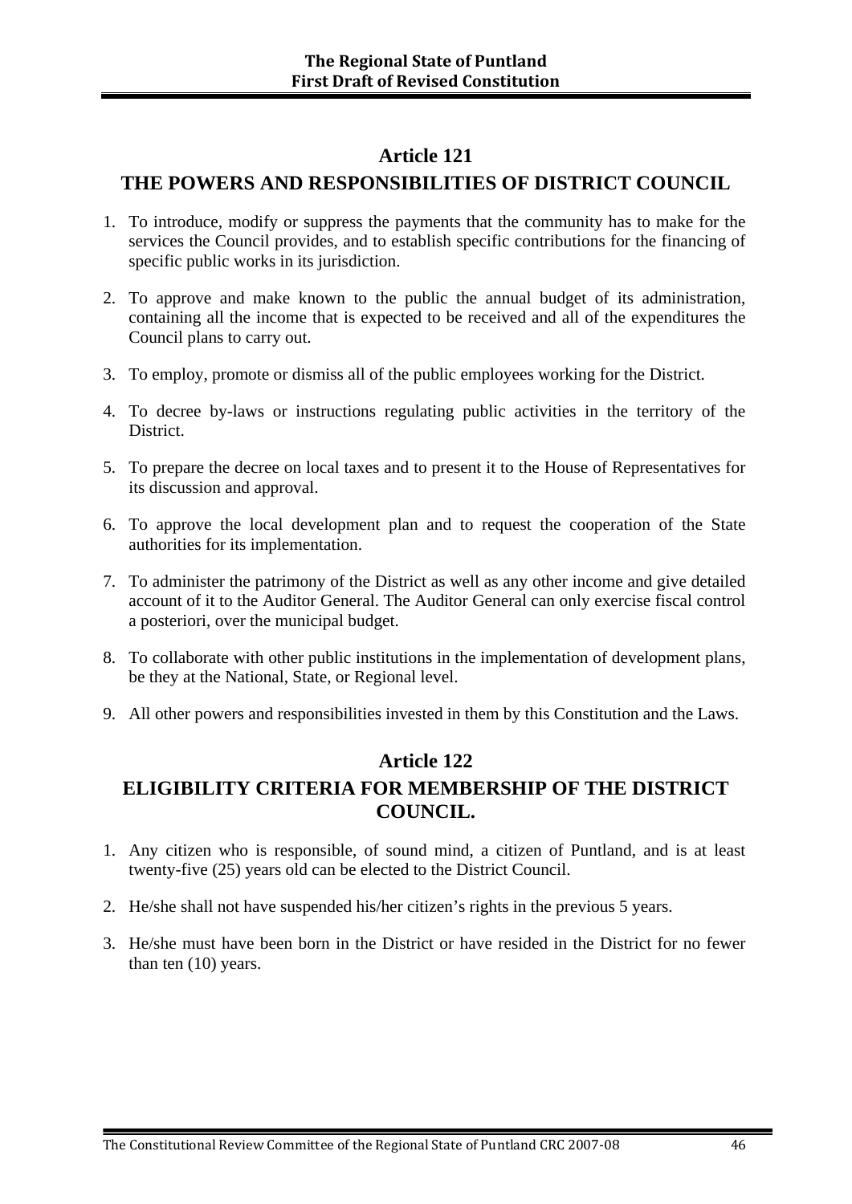## Article 121

## THE POWERS AND RESPONSIBILITIES OF DISTRICT COUNCIL

1. To introduce, modify or suppress the payments that the community has to make for the services the Council provides, and to establish specific contributions for the financing of specific public works in its jurisdiction.

2. To approve and make known to the public the annual budget of its administration, containing all the income that is expected to be received and all of the expenditures the Council plans to carry out.

3. To employ, promote or dismiss all of the public employees working for the District.

4. To decree by-laws or instructions regulating public activities in the territory of the District.

5. To prepare the decree on local taxes and to present it to the House of Representatives for its discussion and approval.

6. To approve the local development plan and to request the cooperation of the State authorities for its implementation.

7. To administer the patrimony of the District as well as any other income and give detailed account of it to the Auditor General. The Auditor General can only exercise fiscal control a posteriori, over the municipal budget.

8. To collaborate with other public institutions in the implementation of development plans, be they at the National, State, or Regional level.

9. All other powers and responsibilities invested in them by this Constitution and the Laws.

## Article 122

## ELIGIBILITY CRITERIA FOR MEMBERSHIP OF THE DISTRICT COUNCIL.

1. Any citizen who is responsible, of sound mind, a citizen of Puntland, and is at least twenty-five (25) years old can be elected to the District Council.

2. He/she shall not have suspended his/her citizen's rights in the previous 5 years.

3. He/she must have been born in the District or have resided in the District for no fewer than ten (10) years.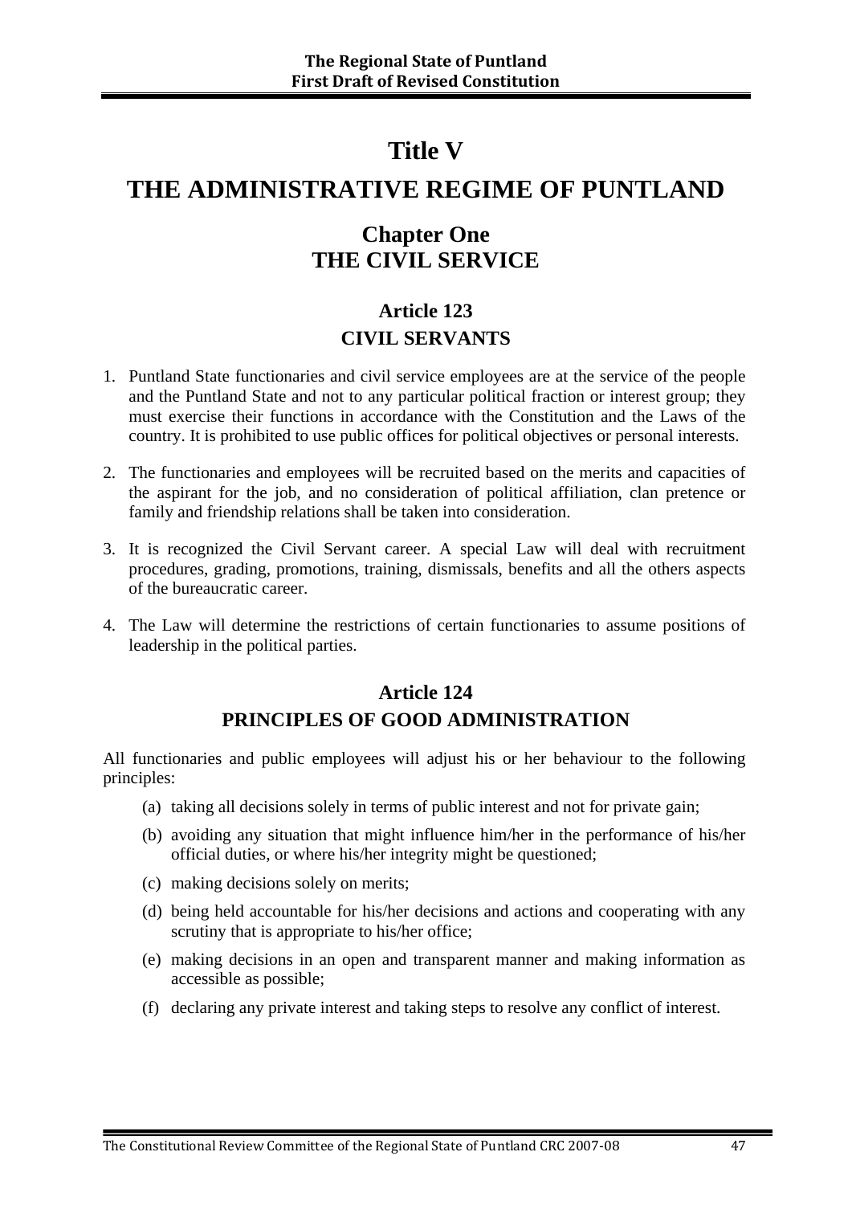# Title V

# THE ADMINISTRATIVE REGIME OF PUNTLAND

## Chapter One
## THE CIVIL SERVICE

### Article 123
### CIVIL SERVANTS

1. Puntland State functionaries and civil service employees are at the service of the people and the Puntland State and not to any particular political fraction or interest group; they must exercise their functions in accordance with the Constitution and the Laws of the country. It is prohibited to use public offices for political objectives or personal interests.

2. The functionaries and employees will be recruited based on the merits and capacities of the aspirant for the job, and no consideration of political affiliation, clan pretence or family and friendship relations shall be taken into consideration.

3. It is recognized the Civil Servant career. A special Law will deal with recruitment procedures, grading, promotions, training, dismissals, benefits and all the others aspects of the bureaucratic career.

4. The Law will determine the restrictions of certain functionaries to assume positions of leadership in the political parties.

### Article 124
### PRINCIPLES OF GOOD ADMINISTRATION

All functionaries and public employees will adjust his or her behaviour to the following principles:

(a) taking all decisions solely in terms of public interest and not for private gain;

(b) avoiding any situation that might influence him/her in the performance of his/her official duties, or where his/her integrity might be questioned;

(c) making decisions solely on merits;

(d) being held accountable for his/her decisions and actions and cooperating with any scrutiny that is appropriate to his/her office;

(e) making decisions in an open and transparent manner and making information as accessible as possible;

(f) declaring any private interest and taking steps to resolve any conflict of interest.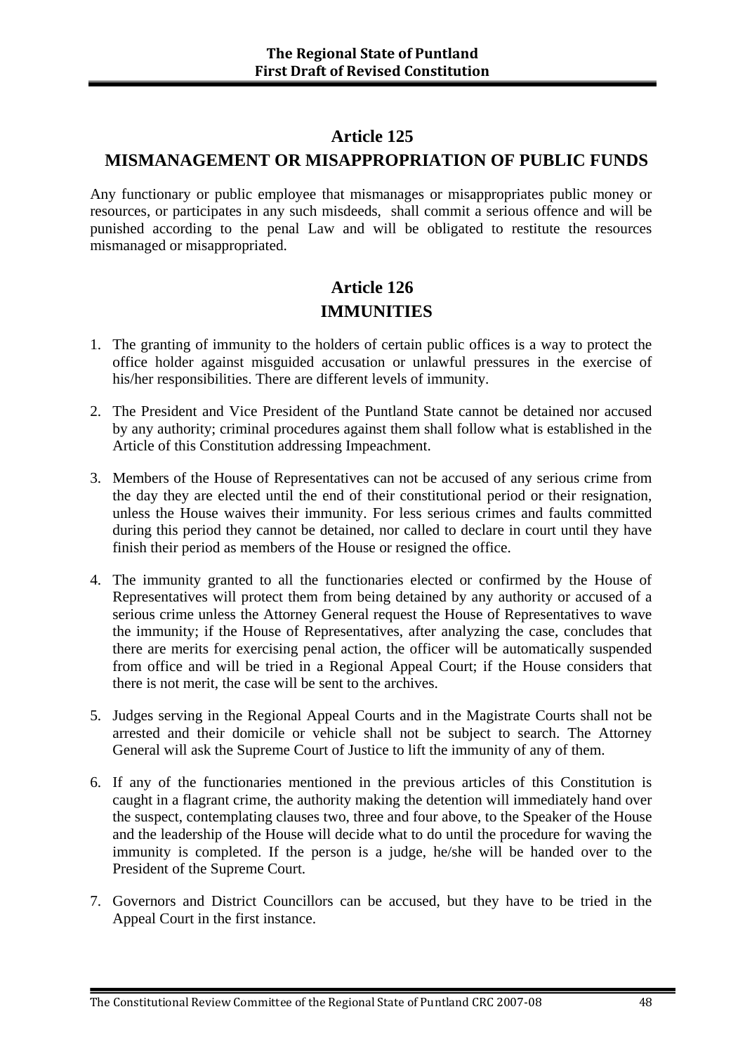## Article 125

## MISMANAGEMENT OR MISAPPROPRIATION OF PUBLIC FUNDS

Any functionary or public employee that mismanages or misappropriates public money or resources, or participates in any such misdeeds, shall commit a serious offence and will be punished according to the penal Law and will be obligated to restitute the resources mismanaged or misappropriated.

## Article 126

## IMMUNITIES

1. The granting of immunity to the holders of certain public offices is a way to protect the office holder against misguided accusation or unlawful pressures in the exercise of his/her responsibilities. There are different levels of immunity.
2. The President and Vice President of the Puntland State cannot be detained nor accused by any authority; criminal procedures against them shall follow what is established in the Article of this Constitution addressing Impeachment.
3. Members of the House of Representatives can not be accused of any serious crime from the day they are elected until the end of their constitutional period or their resignation, unless the House waives their immunity. For less serious crimes and faults committed during this period they cannot be detained, nor called to declare in court until they have finish their period as members of the House or resigned the office.
4. The immunity granted to all the functionaries elected or confirmed by the House of Representatives will protect them from being detained by any authority or accused of a serious crime unless the Attorney General request the House of Representatives to wave the immunity; if the House of Representatives, after analyzing the case, concludes that there are merits for exercising penal action, the officer will be automatically suspended from office and will be tried in a Regional Appeal Court; if the House considers that there is not merit, the case will be sent to the archives.
5. Judges serving in the Regional Appeal Courts and in the Magistrate Courts shall not be arrested and their domicile or vehicle shall not be subject to search. The Attorney General will ask the Supreme Court of Justice to lift the immunity of any of them.
6. If any of the functionaries mentioned in the previous articles of this Constitution is caught in a flagrant crime, the authority making the detention will immediately hand over the suspect, contemplating clauses two, three and four above, to the Speaker of the House and the leadership of the House will decide what to do until the procedure for waving the immunity is completed. If the person is a judge, he/she will be handed over to the President of the Supreme Court.
7. Governors and District Councillors can be accused, but they have to be tried in the Appeal Court in the first instance.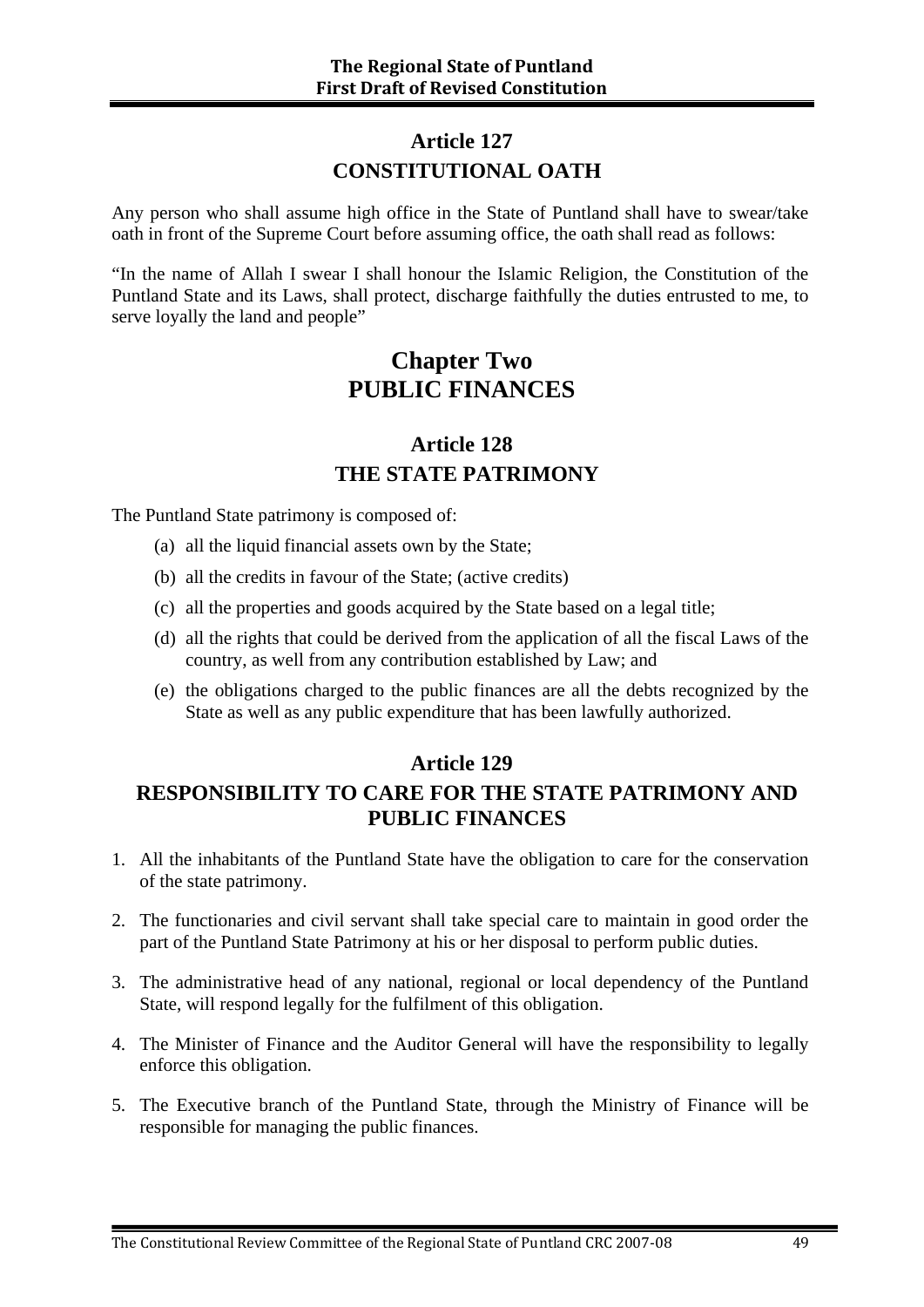## Article 127
## CONSTITUTIONAL OATH

Any person who shall assume high office in the State of Puntland shall have to swear/take oath in front of the Supreme Court before assuming office, the oath shall read as follows:

"In the name of Allah I swear I shall honour the Islamic Religion, the Constitution of the Puntland State and its Laws, shall protect, discharge faithfully the duties entrusted to me, to serve loyally the land and people"

# Chapter Two
# PUBLIC FINANCES

## Article 128
## THE STATE PATRIMONY

The Puntland State patrimony is composed of:

(a) all the liquid financial assets own by the State;

(b) all the credits in favour of the State; (active credits)

(c) all the properties and goods acquired by the State based on a legal title;

(d) all the rights that could be derived from the application of all the fiscal Laws of the country, as well from any contribution established by Law; and

(e) the obligations charged to the public finances are all the debts recognized by the State as well as any public expenditure that has been lawfully authorized.

## Article 129
## RESPONSIBILITY TO CARE FOR THE STATE PATRIMONY AND PUBLIC FINANCES

1. All the inhabitants of the Puntland State have the obligation to care for the conservation of the state patrimony.

2. The functionaries and civil servant shall take special care to maintain in good order the part of the Puntland State Patrimony at his or her disposal to perform public duties.

3. The administrative head of any national, regional or local dependency of the Puntland State, will respond legally for the fulfilment of this obligation.

4. The Minister of Finance and the Auditor General will have the responsibility to legally enforce this obligation.

5. The Executive branch of the Puntland State, through the Ministry of Finance will be responsible for managing the public finances.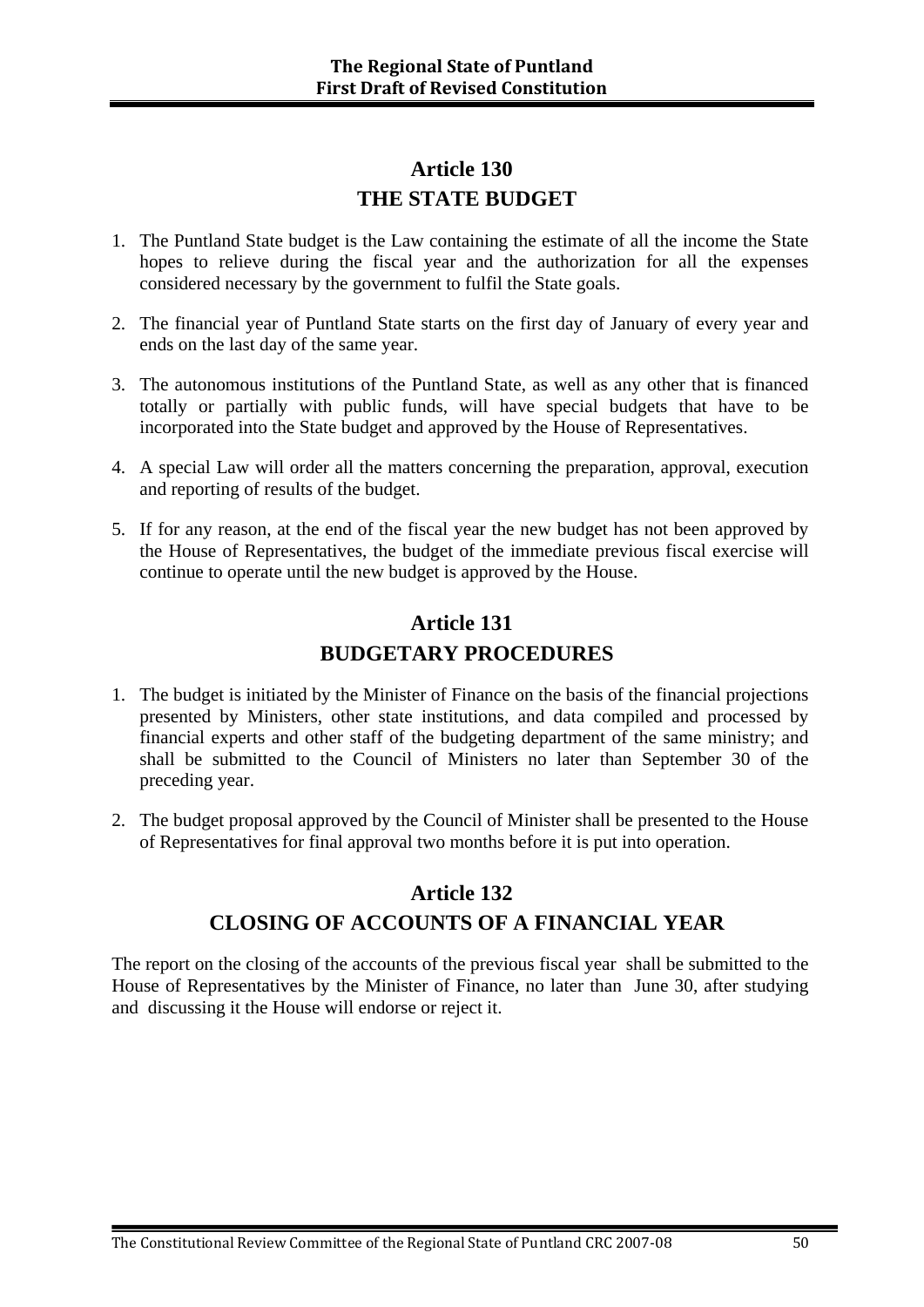## Article 130
## THE STATE BUDGET

1. The Puntland State budget is the Law containing the estimate of all the income the State hopes to relieve during the fiscal year and the authorization for all the expenses considered necessary by the government to fulfil the State goals.

2. The financial year of Puntland State starts on the first day of January of every year and ends on the last day of the same year.

3. The autonomous institutions of the Puntland State, as well as any other that is financed totally or partially with public funds, will have special budgets that have to be incorporated into the State budget and approved by the House of Representatives.

4. A special Law will order all the matters concerning the preparation, approval, execution and reporting of results of the budget.

5. If for any reason, at the end of the fiscal year the new budget has not been approved by the House of Representatives, the budget of the immediate previous fiscal exercise will continue to operate until the new budget is approved by the House.

## Article 131
## BUDGETARY PROCEDURES

1. The budget is initiated by the Minister of Finance on the basis of the financial projections presented by Ministers, other state institutions, and data compiled and processed by financial experts and other staff of the budgeting department of the same ministry; and shall be submitted to the Council of Ministers no later than September 30 of the preceding year.

2. The budget proposal approved by the Council of Minister shall be presented to the House of Representatives for final approval two months before it is put into operation.

## Article 132
## CLOSING OF ACCOUNTS OF A FINANCIAL YEAR

The report on the closing of the accounts of the previous fiscal year shall be submitted to the House of Representatives by the Minister of Finance, no later than June 30, after studying and discussing it the House will endorse or reject it.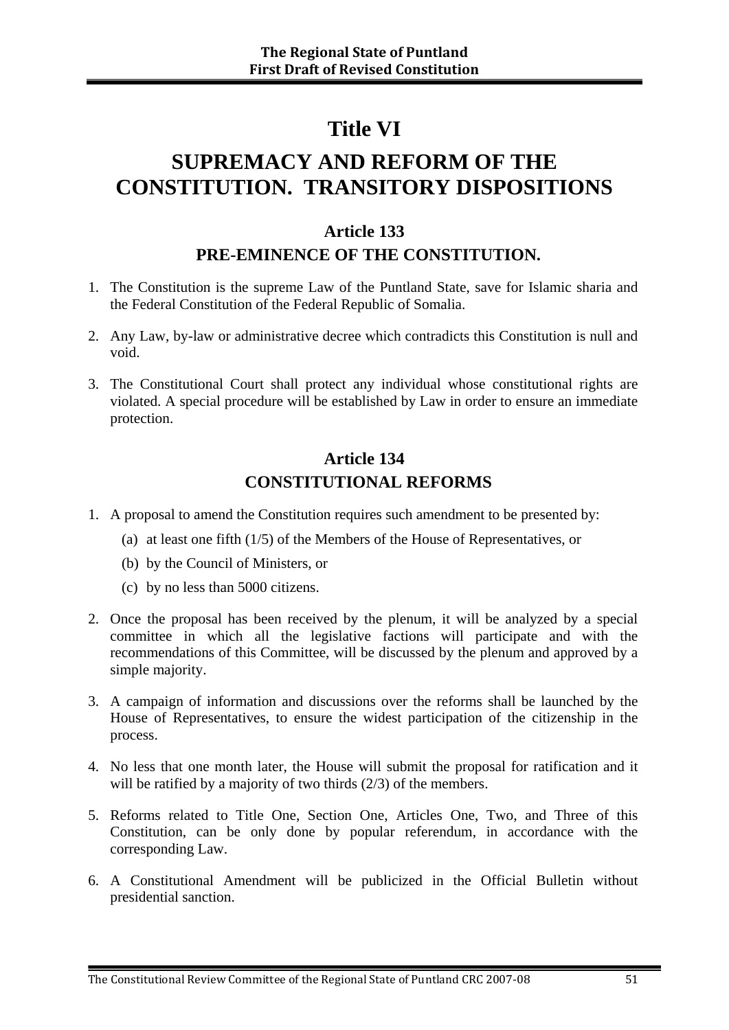# Title VI

# SUPREMACY AND REFORM OF THE CONSTITUTION. TRANSITORY DISPOSITIONS

## Article 133

### PRE-EMINENCE OF THE CONSTITUTION.

1. The Constitution is the supreme Law of the Puntland State, save for Islamic sharia and the Federal Constitution of the Federal Republic of Somalia.

2. Any Law, by-law or administrative decree which contradicts this Constitution is null and void.

3. The Constitutional Court shall protect any individual whose constitutional rights are violated. A special procedure will be established by Law in order to ensure an immediate protection.

## Article 134

### CONSTITUTIONAL REFORMS

1. A proposal to amend the Constitution requires such amendment to be presented by:
   - (a) at least one fifth (1/5) of the Members of the House of Representatives, or
   - (b) by the Council of Ministers, or
   - (c) by no less than 5000 citizens.

2. Once the proposal has been received by the plenum, it will be analyzed by a special committee in which all the legislative factions will participate and with the recommendations of this Committee, will be discussed by the plenum and approved by a simple majority.

3. A campaign of information and discussions over the reforms shall be launched by the House of Representatives, to ensure the widest participation of the citizenship in the process.

4. No less that one month later, the House will submit the proposal for ratification and it will be ratified by a majority of two thirds (2/3) of the members.

5. Reforms related to Title One, Section One, Articles One, Two, and Three of this Constitution, can be only done by popular referendum, in accordance with the corresponding Law.

6. A Constitutional Amendment will be publicized in the Official Bulletin without presidential sanction.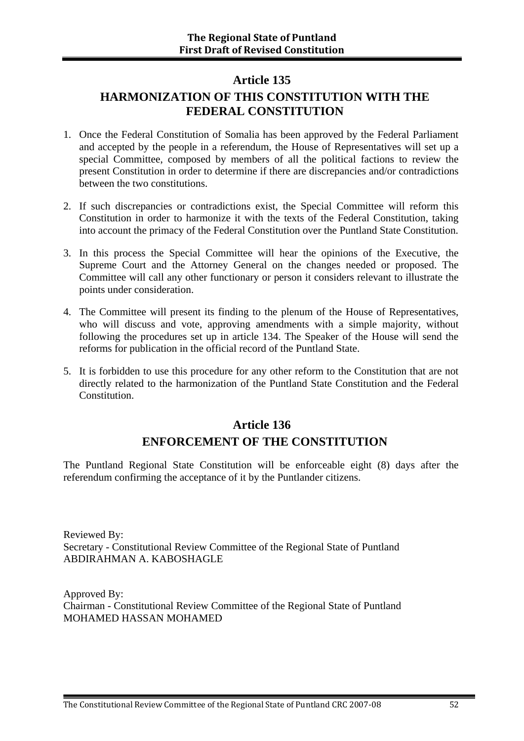## Article 135

## HARMONIZATION OF THIS CONSTITUTION WITH THE FEDERAL CONSTITUTION

1. Once the Federal Constitution of Somalia has been approved by the Federal Parliament and accepted by the people in a referendum, the House of Representatives will set up a special Committee, composed by members of all the political factions to review the present Constitution in order to determine if there are discrepancies and/or contradictions between the two constitutions.

2. If such discrepancies or contradictions exist, the Special Committee will reform this Constitution in order to harmonize it with the texts of the Federal Constitution, taking into account the primacy of the Federal Constitution over the Puntland State Constitution.

3. In this process the Special Committee will hear the opinions of the Executive, the Supreme Court and the Attorney General on the changes needed or proposed. The Committee will call any other functionary or person it considers relevant to illustrate the points under consideration.

4. The Committee will present its finding to the plenum of the House of Representatives, who will discuss and vote, approving amendments with a simple majority, without following the procedures set up in article 134. The Speaker of the House will send the reforms for publication in the official record of the Puntland State.

5. It is forbidden to use this procedure for any other reform to the Constitution that are not directly related to the harmonization of the Puntland State Constitution and the Federal Constitution.

## Article 136

## ENFORCEMENT OF THE CONSTITUTION

The Puntland Regional State Constitution will be enforceable eight (8) days after the referendum confirming the acceptance of it by the Puntlander citizens.

Reviewed By:
Secretary - Constitutional Review Committee of the Regional State of Puntland
ABDIRAHMAN A. KABOSHAGLE

Approved By:
Chairman - Constitutional Review Committee of the Regional State of Puntland
MOHAMED HASSAN MOHAMED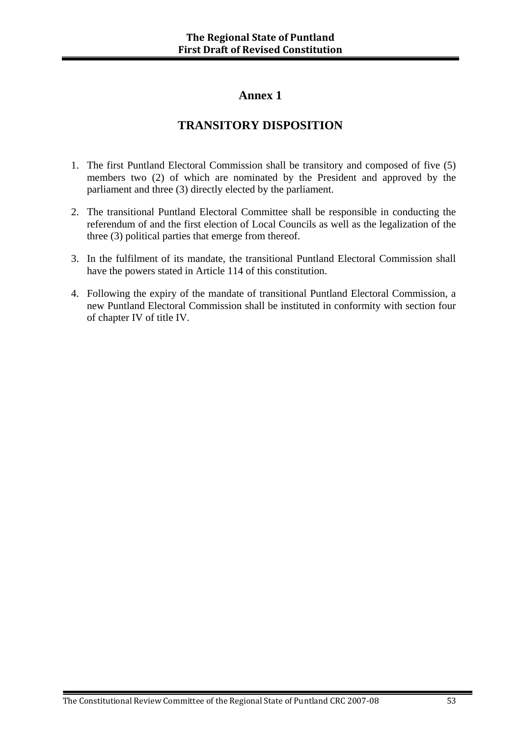# Annex 1

## TRANSITORY DISPOSITION

1. The first Puntland Electoral Commission shall be transitory and composed of five (5) members two (2) of which are nominated by the President and approved by the parliament and three (3) directly elected by the parliament.

2. The transitional Puntland Electoral Committee shall be responsible in conducting the referendum of and the first election of Local Councils as well as the legalization of the three (3) political parties that emerge from thereof.

3. In the fulfilment of its mandate, the transitional Puntland Electoral Commission shall have the powers stated in Article 114 of this constitution.

4. Following the expiry of the mandate of transitional Puntland Electoral Commission, a new Puntland Electoral Commission shall be instituted in conformity with section four of chapter IV of title IV.